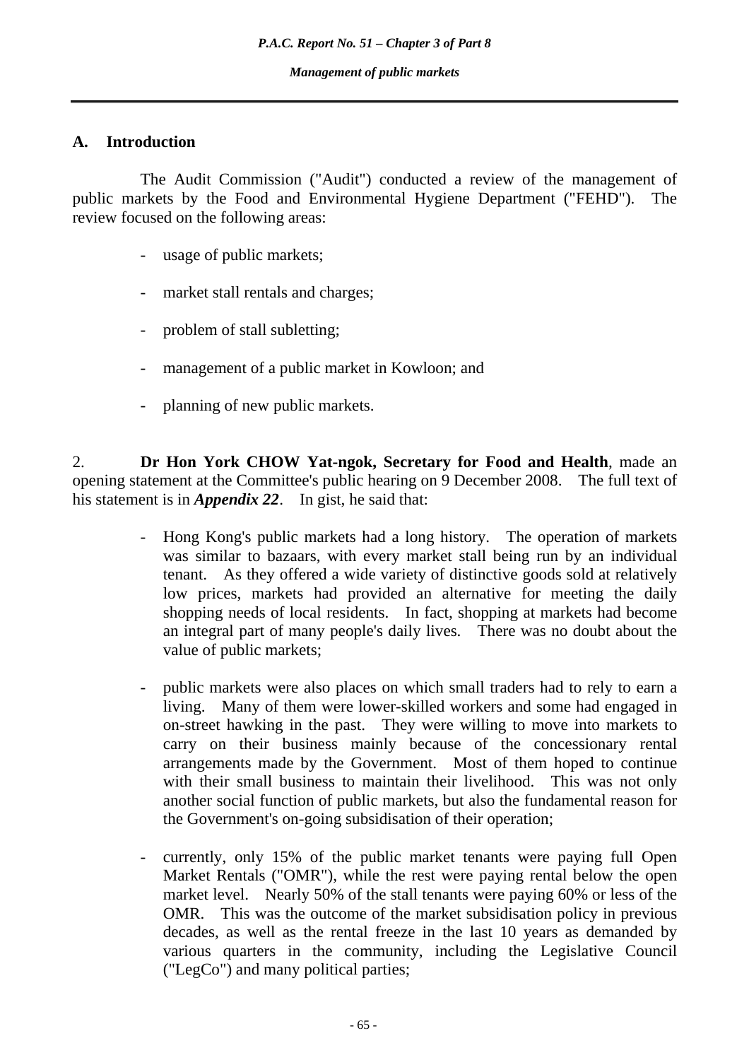## A. Introduction

The Audit Commission ("Audit") conducted a review of the management of public markets by the Food and Environmental Hygiene Department ("FEHD"). The review focused on the following areas:

- usage of public markets;
- market stall rentals and charges;
- problem of stall subletting;
- management of a public market in Kowloon; and
- planning of new public markets.

2. **Dr Hon York CHOW Yat-ngok, Secretary for Food and Health**, made an opening statement at the Committee's public hearing on 9 December 2008. The full text of his statement is in ***Appendix 22***. In gist, he said that:

- Hong Kong's public markets had a long history. The operation of markets was similar to bazaars, with every market stall being run by an individual tenant. As they offered a wide variety of distinctive goods sold at relatively low prices, markets had provided an alternative for meeting the daily shopping needs of local residents. In fact, shopping at markets had become an integral part of many people's daily lives. There was no doubt about the value of public markets;

- public markets were also places on which small traders had to rely to earn a living. Many of them were lower-skilled workers and some had engaged in on-street hawking in the past. They were willing to move into markets to carry on their business mainly because of the concessionary rental arrangements made by the Government. Most of them hoped to continue with their small business to maintain their livelihood. This was not only another social function of public markets, but also the fundamental reason for the Government's on-going subsidisation of their operation;

- currently, only 15% of the public market tenants were paying full Open Market Rentals ("OMR"), while the rest were paying rental below the open market level. Nearly 50% of the stall tenants were paying 60% or less of the OMR. This was the outcome of the market subsidisation policy in previous decades, as well as the rental freeze in the last 10 years as demanded by various quarters in the community, including the Legislative Council ("LegCo") and many political parties;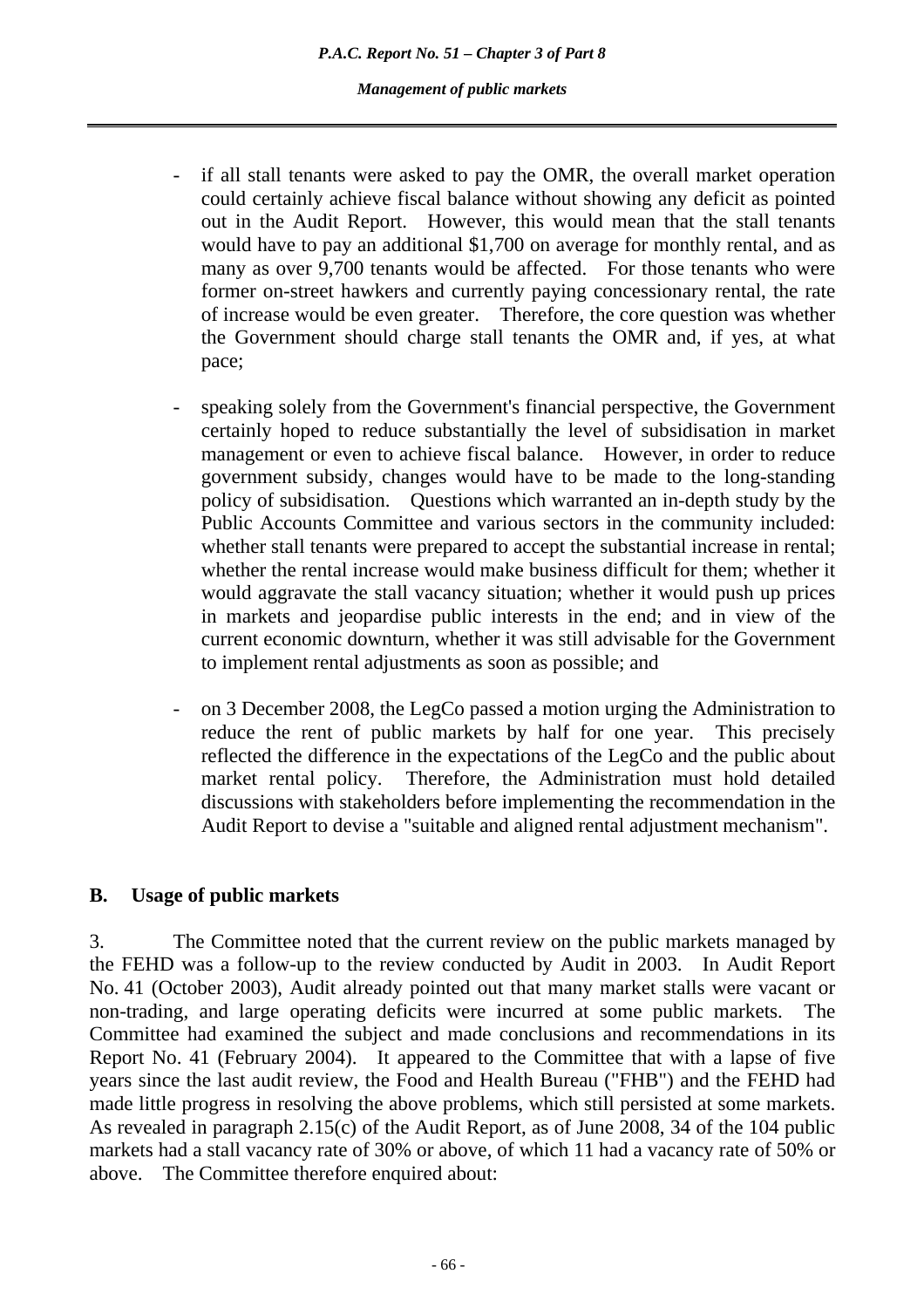- if all stall tenants were asked to pay the OMR, the overall market operation could certainly achieve fiscal balance without showing any deficit as pointed out in the Audit Report. However, this would mean that the stall tenants would have to pay an additional $1,700 on average for monthly rental, and as many as over 9,700 tenants would be affected. For those tenants who were former on-street hawkers and currently paying concessionary rental, the rate of increase would be even greater. Therefore, the core question was whether the Government should charge stall tenants the OMR and, if yes, at what pace;

- speaking solely from the Government's financial perspective, the Government certainly hoped to reduce substantially the level of subsidisation in market management or even to achieve fiscal balance. However, in order to reduce government subsidy, changes would have to be made to the long-standing policy of subsidisation. Questions which warranted an in-depth study by the Public Accounts Committee and various sectors in the community included: whether stall tenants were prepared to accept the substantial increase in rental; whether the rental increase would make business difficult for them; whether it would aggravate the stall vacancy situation; whether it would push up prices in markets and jeopardise public interests in the end; and in view of the current economic downturn, whether it was still advisable for the Government to implement rental adjustments as soon as possible; and

- on 3 December 2008, the LegCo passed a motion urging the Administration to reduce the rent of public markets by half for one year. This precisely reflected the difference in the expectations of the LegCo and the public about market rental policy. Therefore, the Administration must hold detailed discussions with stakeholders before implementing the recommendation in the Audit Report to devise a "suitable and aligned rental adjustment mechanism".

## B. Usage of public markets

3. The Committee noted that the current review on the public markets managed by the FEHD was a follow-up to the review conducted by Audit in 2003. In Audit Report No. 41 (October 2003), Audit already pointed out that many market stalls were vacant or non-trading, and large operating deficits were incurred at some public markets. The Committee had examined the subject and made conclusions and recommendations in its Report No. 41 (February 2004). It appeared to the Committee that with a lapse of five years since the last audit review, the Food and Health Bureau ("FHB") and the FEHD had made little progress in resolving the above problems, which still persisted at some markets. As revealed in paragraph 2.15(c) of the Audit Report, as of June 2008, 34 of the 104 public markets had a stall vacancy rate of 30% or above, of which 11 had a vacancy rate of 50% or above. The Committee therefore enquired about: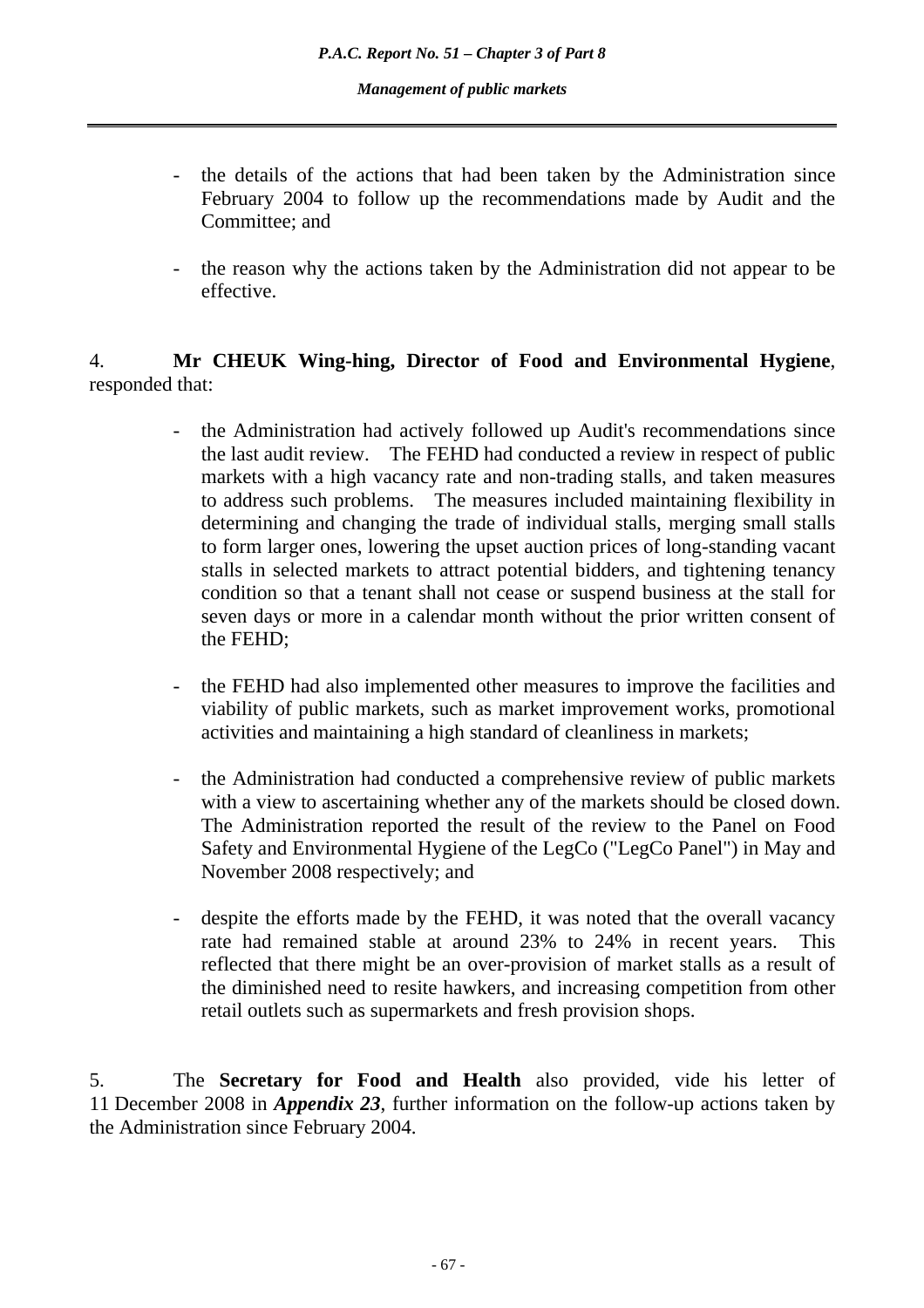- the details of the actions that had been taken by the Administration since February 2004 to follow up the recommendations made by Audit and the Committee; and

- the reason why the actions taken by the Administration did not appear to be effective.

4. **Mr CHEUK Wing-hing, Director of Food and Environmental Hygiene**, responded that:

- the Administration had actively followed up Audit's recommendations since the last audit review. The FEHD had conducted a review in respect of public markets with a high vacancy rate and non-trading stalls, and taken measures to address such problems. The measures included maintaining flexibility in determining and changing the trade of individual stalls, merging small stalls to form larger ones, lowering the upset auction prices of long-standing vacant stalls in selected markets to attract potential bidders, and tightening tenancy condition so that a tenant shall not cease or suspend business at the stall for seven days or more in a calendar month without the prior written consent of the FEHD;

- the FEHD had also implemented other measures to improve the facilities and viability of public markets, such as market improvement works, promotional activities and maintaining a high standard of cleanliness in markets;

- the Administration had conducted a comprehensive review of public markets with a view to ascertaining whether any of the markets should be closed down. The Administration reported the result of the review to the Panel on Food Safety and Environmental Hygiene of the LegCo ("LegCo Panel") in May and November 2008 respectively; and

- despite the efforts made by the FEHD, it was noted that the overall vacancy rate had remained stable at around 23% to 24% in recent years. This reflected that there might be an over-provision of market stalls as a result of the diminished need to resite hawkers, and increasing competition from other retail outlets such as supermarkets and fresh provision shops.

5. The **Secretary for Food and Health** also provided, vide his letter of 11 December 2008 in ***Appendix 23***, further information on the follow-up actions taken by the Administration since February 2004.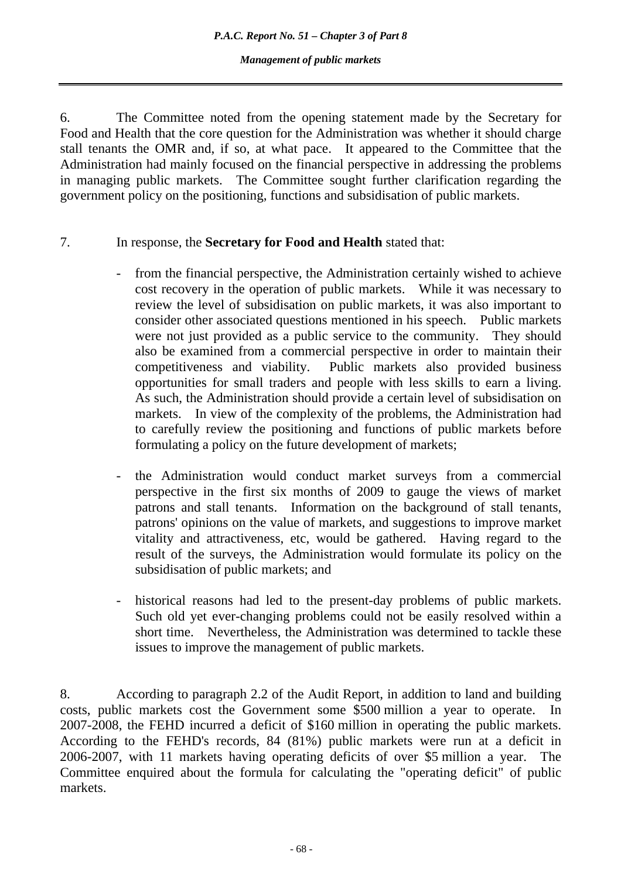6. The Committee noted from the opening statement made by the Secretary for Food and Health that the core question for the Administration was whether it should charge stall tenants the OMR and, if so, at what pace. It appeared to the Committee that the Administration had mainly focused on the financial perspective in addressing the problems in managing public markets. The Committee sought further clarification regarding the government policy on the positioning, functions and subsidisation of public markets.

7. In response, the **Secretary for Food and Health** stated that:

- from the financial perspective, the Administration certainly wished to achieve cost recovery in the operation of public markets. While it was necessary to review the level of subsidisation on public markets, it was also important to consider other associated questions mentioned in his speech. Public markets were not just provided as a public service to the community. They should also be examined from a commercial perspective in order to maintain their competitiveness and viability. Public markets also provided business opportunities for small traders and people with less skills to earn a living. As such, the Administration should provide a certain level of subsidisation on markets. In view of the complexity of the problems, the Administration had to carefully review the positioning and functions of public markets before formulating a policy on the future development of markets;

- the Administration would conduct market surveys from a commercial perspective in the first six months of 2009 to gauge the views of market patrons and stall tenants. Information on the background of stall tenants, patrons' opinions on the value of markets, and suggestions to improve market vitality and attractiveness, etc, would be gathered. Having regard to the result of the surveys, the Administration would formulate its policy on the subsidisation of public markets; and

- historical reasons had led to the present-day problems of public markets. Such old yet ever-changing problems could not be easily resolved within a short time. Nevertheless, the Administration was determined to tackle these issues to improve the management of public markets.

8. According to paragraph 2.2 of the Audit Report, in addition to land and building costs, public markets cost the Government some $500 million a year to operate. In 2007-2008, the FEHD incurred a deficit of $160 million in operating the public markets. According to the FEHD's records, 84 (81%) public markets were run at a deficit in 2006-2007, with 11 markets having operating deficits of over $5 million a year. The Committee enquired about the formula for calculating the "operating deficit" of public markets.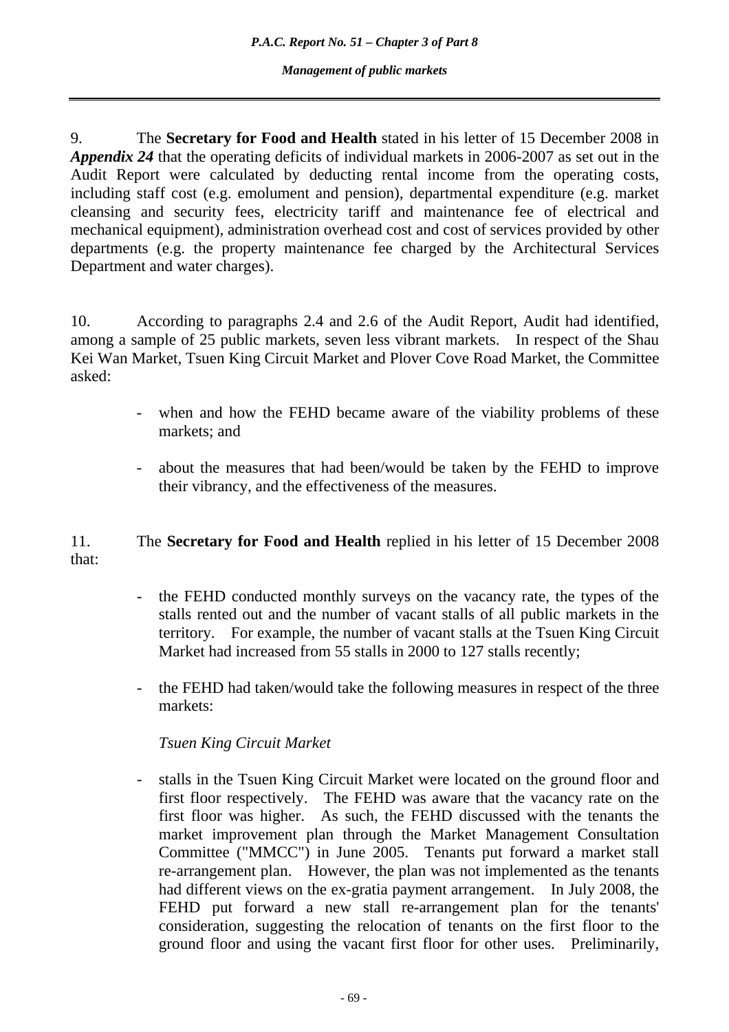9. The **Secretary for Food and Health** stated in his letter of 15 December 2008 in ***Appendix 24*** that the operating deficits of individual markets in 2006-2007 as set out in the Audit Report were calculated by deducting rental income from the operating costs, including staff cost (e.g. emolument and pension), departmental expenditure (e.g. market cleansing and security fees, electricity tariff and maintenance fee of electrical and mechanical equipment), administration overhead cost and cost of services provided by other departments (e.g. the property maintenance fee charged by the Architectural Services Department and water charges).

10. According to paragraphs 2.4 and 2.6 of the Audit Report, Audit had identified, among a sample of 25 public markets, seven less vibrant markets. In respect of the Shau Kei Wan Market, Tsuen King Circuit Market and Plover Cove Road Market, the Committee asked:

- when and how the FEHD became aware of the viability problems of these markets; and
- about the measures that had been/would be taken by the FEHD to improve their vibrancy, and the effectiveness of the measures.

11. The **Secretary for Food and Health** replied in his letter of 15 December 2008 that:

- the FEHD conducted monthly surveys on the vacancy rate, the types of the stalls rented out and the number of vacant stalls of all public markets in the territory. For example, the number of vacant stalls at the Tsuen King Circuit Market had increased from 55 stalls in 2000 to 127 stalls recently;
- the FEHD had taken/would take the following measures in respect of the three markets:

  *Tsuen King Circuit Market*

- stalls in the Tsuen King Circuit Market were located on the ground floor and first floor respectively. The FEHD was aware that the vacancy rate on the first floor was higher. As such, the FEHD discussed with the tenants the market improvement plan through the Market Management Consultation Committee ("MMCC") in June 2005. Tenants put forward a market stall re-arrangement plan. However, the plan was not implemented as the tenants had different views on the ex-gratia payment arrangement. In July 2008, the FEHD put forward a new stall re-arrangement plan for the tenants' consideration, suggesting the relocation of tenants on the first floor to the ground floor and using the vacant first floor for other uses. Preliminarily,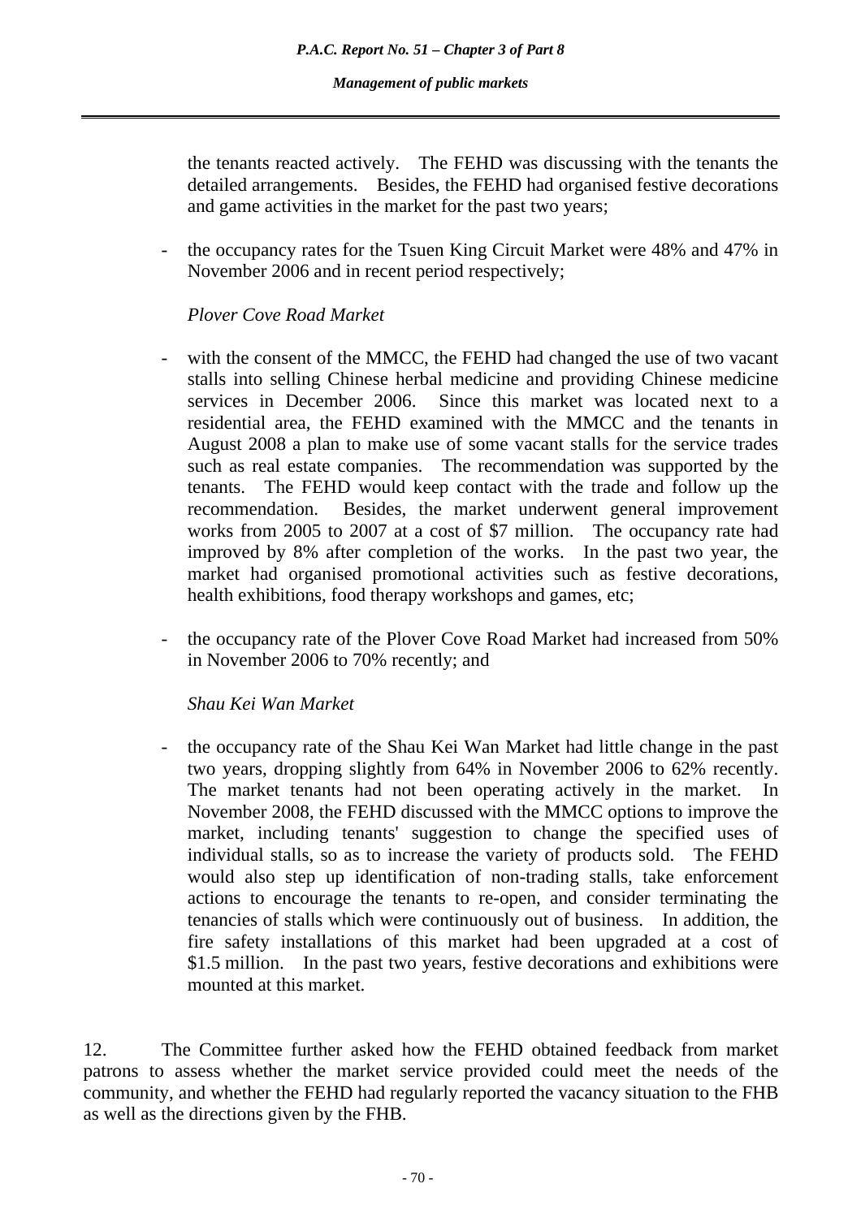the tenants reacted actively. The FEHD was discussing with the tenants the detailed arrangements. Besides, the FEHD had organised festive decorations and game activities in the market for the past two years;

- the occupancy rates for the Tsuen King Circuit Market were 48% and 47% in November 2006 and in recent period respectively;

*Plover Cove Road Market*

- with the consent of the MMCC, the FEHD had changed the use of two vacant stalls into selling Chinese herbal medicine and providing Chinese medicine services in December 2006. Since this market was located next to a residential area, the FEHD examined with the MMCC and the tenants in August 2008 a plan to make use of some vacant stalls for the service trades such as real estate companies. The recommendation was supported by the tenants. The FEHD would keep contact with the trade and follow up the recommendation. Besides, the market underwent general improvement works from 2005 to 2007 at a cost of $7 million. The occupancy rate had improved by 8% after completion of the works. In the past two year, the market had organised promotional activities such as festive decorations, health exhibitions, food therapy workshops and games, etc;

- the occupancy rate of the Plover Cove Road Market had increased from 50% in November 2006 to 70% recently; and

*Shau Kei Wan Market*

- the occupancy rate of the Shau Kei Wan Market had little change in the past two years, dropping slightly from 64% in November 2006 to 62% recently. The market tenants had not been operating actively in the market. In November 2008, the FEHD discussed with the MMCC options to improve the market, including tenants' suggestion to change the specified uses of individual stalls, so as to increase the variety of products sold. The FEHD would also step up identification of non-trading stalls, take enforcement actions to encourage the tenants to re-open, and consider terminating the tenancies of stalls which were continuously out of business. In addition, the fire safety installations of this market had been upgraded at a cost of $1.5 million. In the past two years, festive decorations and exhibitions were mounted at this market.

12. The Committee further asked how the FEHD obtained feedback from market patrons to assess whether the market service provided could meet the needs of the community, and whether the FEHD had regularly reported the vacancy situation to the FHB as well as the directions given by the FHB.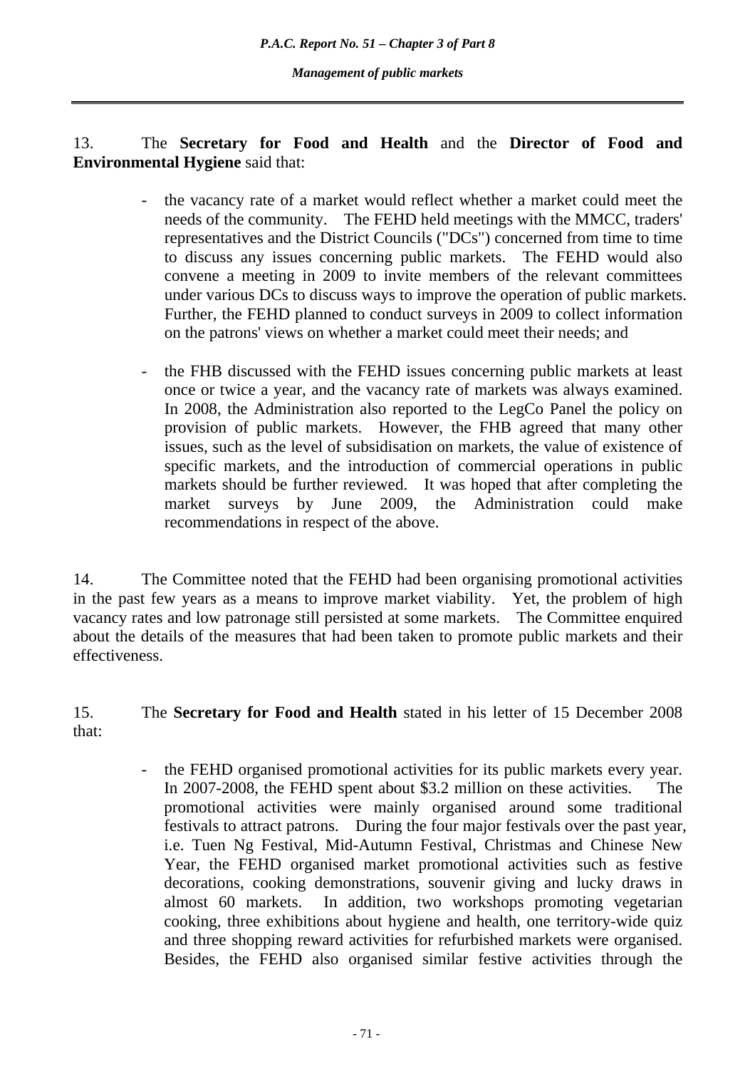13. The **Secretary for Food and Health** and the **Director of Food and Environmental Hygiene** said that:

- the vacancy rate of a market would reflect whether a market could meet the needs of the community. The FEHD held meetings with the MMCC, traders' representatives and the District Councils ("DCs") concerned from time to time to discuss any issues concerning public markets. The FEHD would also convene a meeting in 2009 to invite members of the relevant committees under various DCs to discuss ways to improve the operation of public markets. Further, the FEHD planned to conduct surveys in 2009 to collect information on the patrons' views on whether a market could meet their needs; and

- the FHB discussed with the FEHD issues concerning public markets at least once or twice a year, and the vacancy rate of markets was always examined. In 2008, the Administration also reported to the LegCo Panel the policy on provision of public markets. However, the FHB agreed that many other issues, such as the level of subsidisation on markets, the value of existence of specific markets, and the introduction of commercial operations in public markets should be further reviewed. It was hoped that after completing the market surveys by June 2009, the Administration could make recommendations in respect of the above.

14. The Committee noted that the FEHD had been organising promotional activities in the past few years as a means to improve market viability. Yet, the problem of high vacancy rates and low patronage still persisted at some markets. The Committee enquired about the details of the measures that had been taken to promote public markets and their effectiveness.

15. The **Secretary for Food and Health** stated in his letter of 15 December 2008 that:

- the FEHD organised promotional activities for its public markets every year. In 2007-2008, the FEHD spent about $3.2 million on these activities. The promotional activities were mainly organised around some traditional festivals to attract patrons. During the four major festivals over the past year, i.e. Tuen Ng Festival, Mid-Autumn Festival, Christmas and Chinese New Year, the FEHD organised market promotional activities such as festive decorations, cooking demonstrations, souvenir giving and lucky draws in almost 60 markets. In addition, two workshops promoting vegetarian cooking, three exhibitions about hygiene and health, one territory-wide quiz and three shopping reward activities for refurbished markets were organised. Besides, the FEHD also organised similar festive activities through the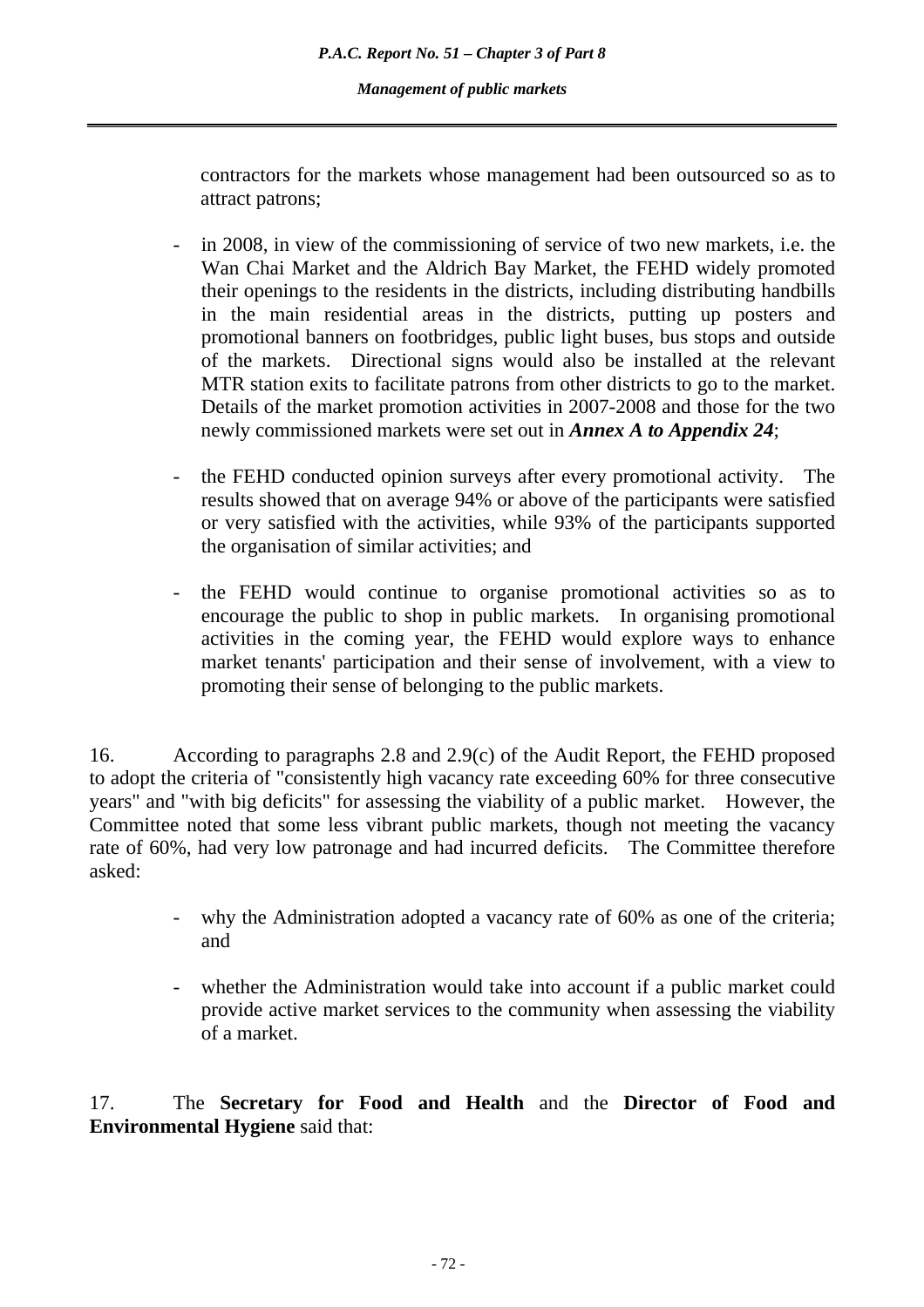contractors for the markets whose management had been outsourced so as to attract patrons;

- in 2008, in view of the commissioning of service of two new markets, i.e. the Wan Chai Market and the Aldrich Bay Market, the FEHD widely promoted their openings to the residents in the districts, including distributing handbills in the main residential areas in the districts, putting up posters and promotional banners on footbridges, public light buses, bus stops and outside of the markets. Directional signs would also be installed at the relevant MTR station exits to facilitate patrons from other districts to go to the market. Details of the market promotion activities in 2007-2008 and those for the two newly commissioned markets were set out in ***Annex A to Appendix 24***;

- the FEHD conducted opinion surveys after every promotional activity. The results showed that on average 94% or above of the participants were satisfied or very satisfied with the activities, while 93% of the participants supported the organisation of similar activities; and

- the FEHD would continue to organise promotional activities so as to encourage the public to shop in public markets. In organising promotional activities in the coming year, the FEHD would explore ways to enhance market tenants' participation and their sense of involvement, with a view to promoting their sense of belonging to the public markets.

16. According to paragraphs 2.8 and 2.9(c) of the Audit Report, the FEHD proposed to adopt the criteria of "consistently high vacancy rate exceeding 60% for three consecutive years" and "with big deficits" for assessing the viability of a public market. However, the Committee noted that some less vibrant public markets, though not meeting the vacancy rate of 60%, had very low patronage and had incurred deficits. The Committee therefore asked:

- why the Administration adopted a vacancy rate of 60% as one of the criteria; and

- whether the Administration would take into account if a public market could provide active market services to the community when assessing the viability of a market.

17. The **Secretary for Food and Health** and the **Director of Food and Environmental Hygiene** said that: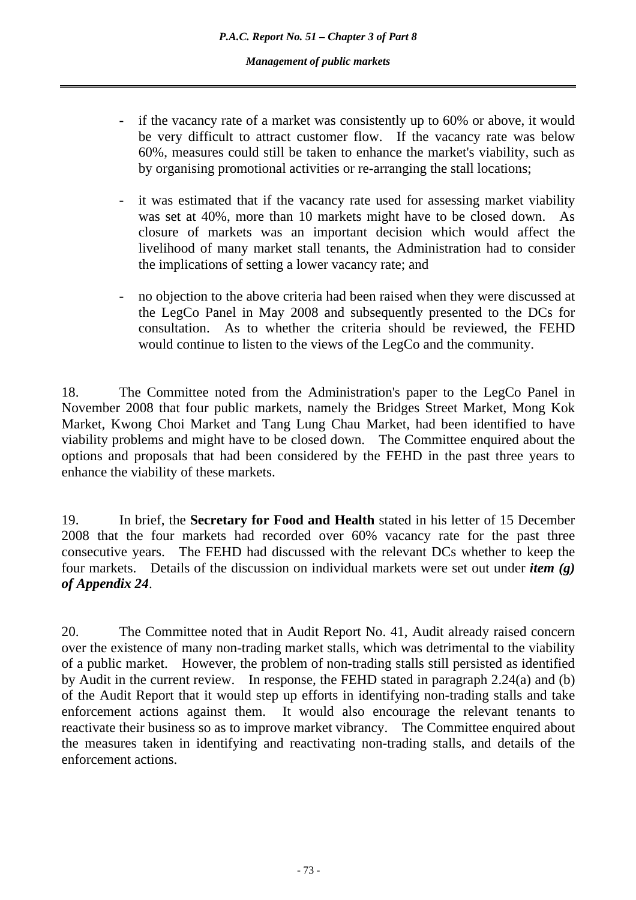- if the vacancy rate of a market was consistently up to 60% or above, it would be very difficult to attract customer flow. If the vacancy rate was below 60%, measures could still be taken to enhance the market's viability, such as by organising promotional activities or re-arranging the stall locations;

- it was estimated that if the vacancy rate used for assessing market viability was set at 40%, more than 10 markets might have to be closed down. As closure of markets was an important decision which would affect the livelihood of many market stall tenants, the Administration had to consider the implications of setting a lower vacancy rate; and

- no objection to the above criteria had been raised when they were discussed at the LegCo Panel in May 2008 and subsequently presented to the DCs for consultation. As to whether the criteria should be reviewed, the FEHD would continue to listen to the views of the LegCo and the community.

18. The Committee noted from the Administration's paper to the LegCo Panel in November 2008 that four public markets, namely the Bridges Street Market, Mong Kok Market, Kwong Choi Market and Tang Lung Chau Market, had been identified to have viability problems and might have to be closed down. The Committee enquired about the options and proposals that had been considered by the FEHD in the past three years to enhance the viability of these markets.

19. In brief, the **Secretary for Food and Health** stated in his letter of 15 December 2008 that the four markets had recorded over 60% vacancy rate for the past three consecutive years. The FEHD had discussed with the relevant DCs whether to keep the four markets. Details of the discussion on individual markets were set out under ***item (g) of Appendix 24***.

20. The Committee noted that in Audit Report No. 41, Audit already raised concern over the existence of many non-trading market stalls, which was detrimental to the viability of a public market. However, the problem of non-trading stalls still persisted as identified by Audit in the current review. In response, the FEHD stated in paragraph 2.24(a) and (b) of the Audit Report that it would step up efforts in identifying non-trading stalls and take enforcement actions against them. It would also encourage the relevant tenants to reactivate their business so as to improve market vibrancy. The Committee enquired about the measures taken in identifying and reactivating non-trading stalls, and details of the enforcement actions.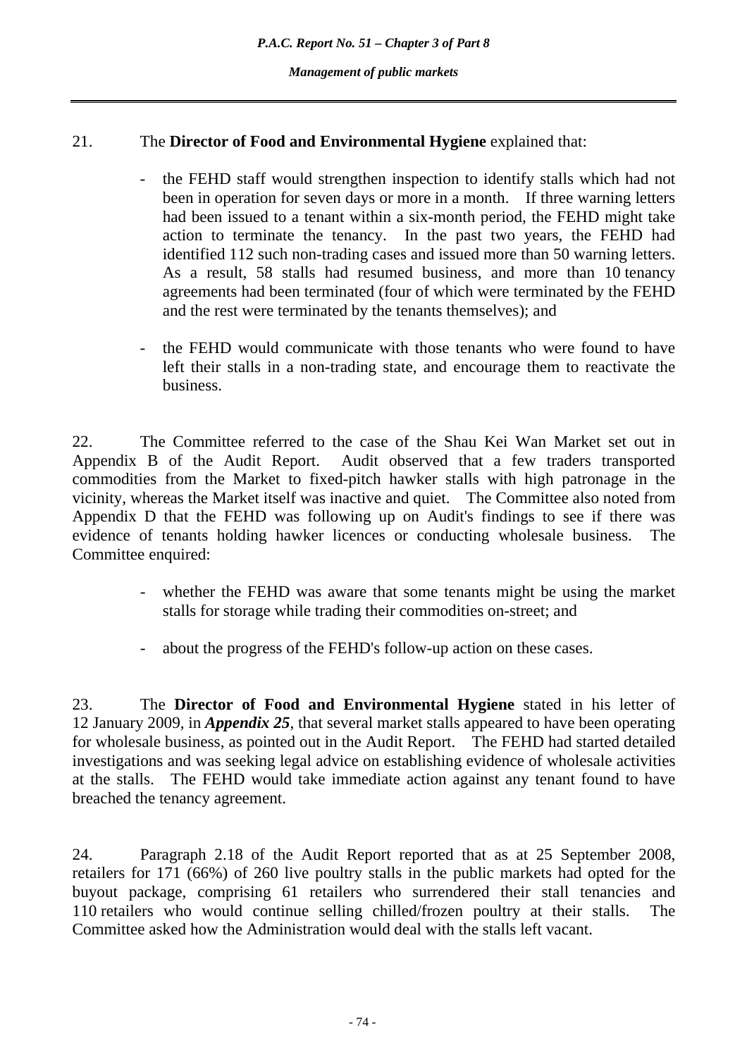21. The **Director of Food and Environmental Hygiene** explained that:

- the FEHD staff would strengthen inspection to identify stalls which had not been in operation for seven days or more in a month. If three warning letters had been issued to a tenant within a six-month period, the FEHD might take action to terminate the tenancy. In the past two years, the FEHD had identified 112 such non-trading cases and issued more than 50 warning letters. As a result, 58 stalls had resumed business, and more than 10 tenancy agreements had been terminated (four of which were terminated by the FEHD and the rest were terminated by the tenants themselves); and

- the FEHD would communicate with those tenants who were found to have left their stalls in a non-trading state, and encourage them to reactivate the business.

22. The Committee referred to the case of the Shau Kei Wan Market set out in Appendix B of the Audit Report. Audit observed that a few traders transported commodities from the Market to fixed-pitch hawker stalls with high patronage in the vicinity, whereas the Market itself was inactive and quiet. The Committee also noted from Appendix D that the FEHD was following up on Audit's findings to see if there was evidence of tenants holding hawker licences or conducting wholesale business. The Committee enquired:

- whether the FEHD was aware that some tenants might be using the market stalls for storage while trading their commodities on-street; and

- about the progress of the FEHD's follow-up action on these cases.

23. The **Director of Food and Environmental Hygiene** stated in his letter of 12 January 2009, in ***Appendix 25***, that several market stalls appeared to have been operating for wholesale business, as pointed out in the Audit Report. The FEHD had started detailed investigations and was seeking legal advice on establishing evidence of wholesale activities at the stalls. The FEHD would take immediate action against any tenant found to have breached the tenancy agreement.

24. Paragraph 2.18 of the Audit Report reported that as at 25 September 2008, retailers for 171 (66%) of 260 live poultry stalls in the public markets had opted for the buyout package, comprising 61 retailers who surrendered their stall tenancies and 110 retailers who would continue selling chilled/frozen poultry at their stalls. The Committee asked how the Administration would deal with the stalls left vacant.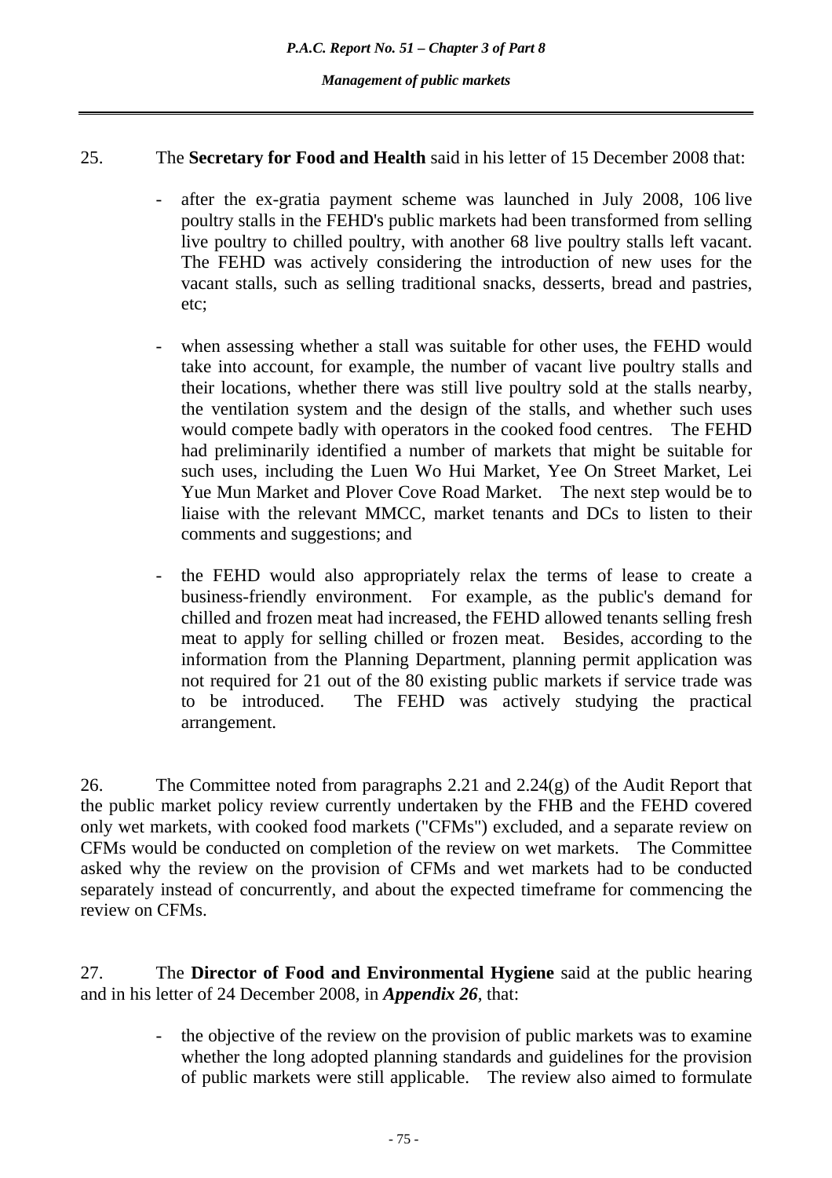25. The **Secretary for Food and Health** said in his letter of 15 December 2008 that:

- after the ex-gratia payment scheme was launched in July 2008, 106 live poultry stalls in the FEHD's public markets had been transformed from selling live poultry to chilled poultry, with another 68 live poultry stalls left vacant. The FEHD was actively considering the introduction of new uses for the vacant stalls, such as selling traditional snacks, desserts, bread and pastries, etc;

- when assessing whether a stall was suitable for other uses, the FEHD would take into account, for example, the number of vacant live poultry stalls and their locations, whether there was still live poultry sold at the stalls nearby, the ventilation system and the design of the stalls, and whether such uses would compete badly with operators in the cooked food centres. The FEHD had preliminarily identified a number of markets that might be suitable for such uses, including the Luen Wo Hui Market, Yee On Street Market, Lei Yue Mun Market and Plover Cove Road Market. The next step would be to liaise with the relevant MMCC, market tenants and DCs to listen to their comments and suggestions; and

- the FEHD would also appropriately relax the terms of lease to create a business-friendly environment. For example, as the public's demand for chilled and frozen meat had increased, the FEHD allowed tenants selling fresh meat to apply for selling chilled or frozen meat. Besides, according to the information from the Planning Department, planning permit application was not required for 21 out of the 80 existing public markets if service trade was to be introduced. The FEHD was actively studying the practical arrangement.

26. The Committee noted from paragraphs 2.21 and 2.24(g) of the Audit Report that the public market policy review currently undertaken by the FHB and the FEHD covered only wet markets, with cooked food markets ("CFMs") excluded, and a separate review on CFMs would be conducted on completion of the review on wet markets. The Committee asked why the review on the provision of CFMs and wet markets had to be conducted separately instead of concurrently, and about the expected timeframe for commencing the review on CFMs.

27. The **Director of Food and Environmental Hygiene** said at the public hearing and in his letter of 24 December 2008, in ***Appendix 26***, that:

- the objective of the review on the provision of public markets was to examine whether the long adopted planning standards and guidelines for the provision of public markets were still applicable. The review also aimed to formulate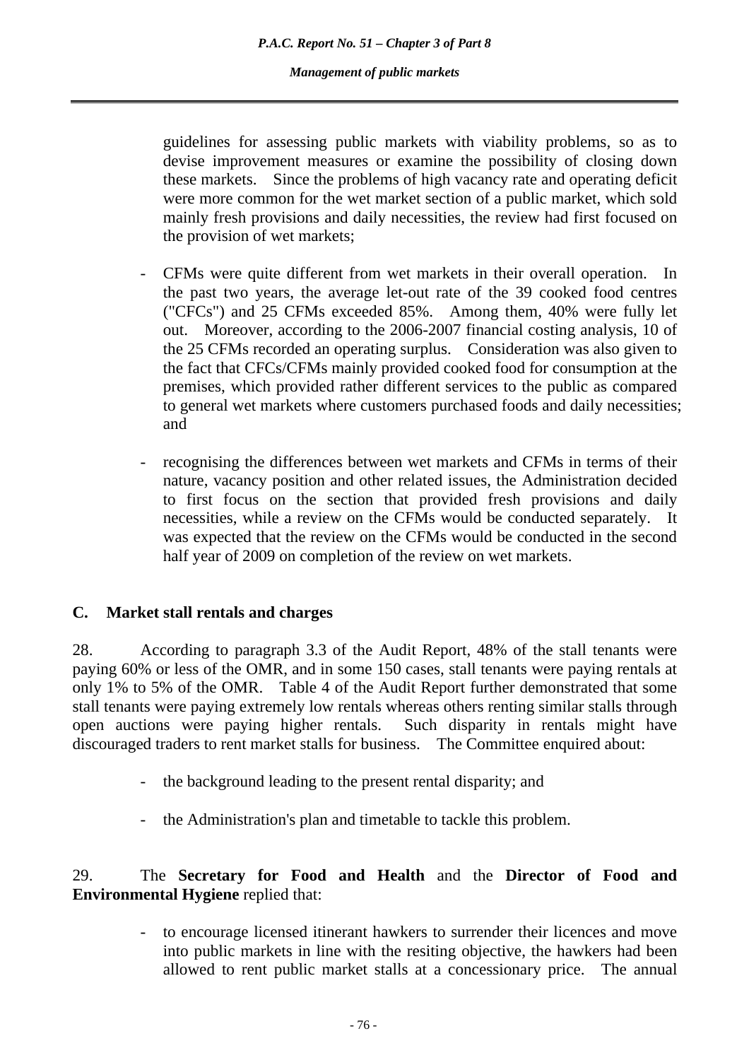guidelines for assessing public markets with viability problems, so as to devise improvement measures or examine the possibility of closing down these markets. Since the problems of high vacancy rate and operating deficit were more common for the wet market section of a public market, which sold mainly fresh provisions and daily necessities, the review had first focused on the provision of wet markets;

- CFMs were quite different from wet markets in their overall operation. In the past two years, the average let-out rate of the 39 cooked food centres ("CFCs") and 25 CFMs exceeded 85%. Among them, 40% were fully let out. Moreover, according to the 2006-2007 financial costing analysis, 10 of the 25 CFMs recorded an operating surplus. Consideration was also given to the fact that CFCs/CFMs mainly provided cooked food for consumption at the premises, which provided rather different services to the public as compared to general wet markets where customers purchased foods and daily necessities; and

- recognising the differences between wet markets and CFMs in terms of their nature, vacancy position and other related issues, the Administration decided to first focus on the section that provided fresh provisions and daily necessities, while a review on the CFMs would be conducted separately. It was expected that the review on the CFMs would be conducted in the second half year of 2009 on completion of the review on wet markets.

## C. Market stall rentals and charges

28. According to paragraph 3.3 of the Audit Report, 48% of the stall tenants were paying 60% or less of the OMR, and in some 150 cases, stall tenants were paying rentals at only 1% to 5% of the OMR. Table 4 of the Audit Report further demonstrated that some stall tenants were paying extremely low rentals whereas others renting similar stalls through open auctions were paying higher rentals. Such disparity in rentals might have discouraged traders to rent market stalls for business. The Committee enquired about:

- the background leading to the present rental disparity; and

- the Administration's plan and timetable to tackle this problem.

29. The **Secretary for Food and Health** and the **Director of Food and Environmental Hygiene** replied that:

- to encourage licensed itinerant hawkers to surrender their licences and move into public markets in line with the resiting objective, the hawkers had been allowed to rent public market stalls at a concessionary price. The annual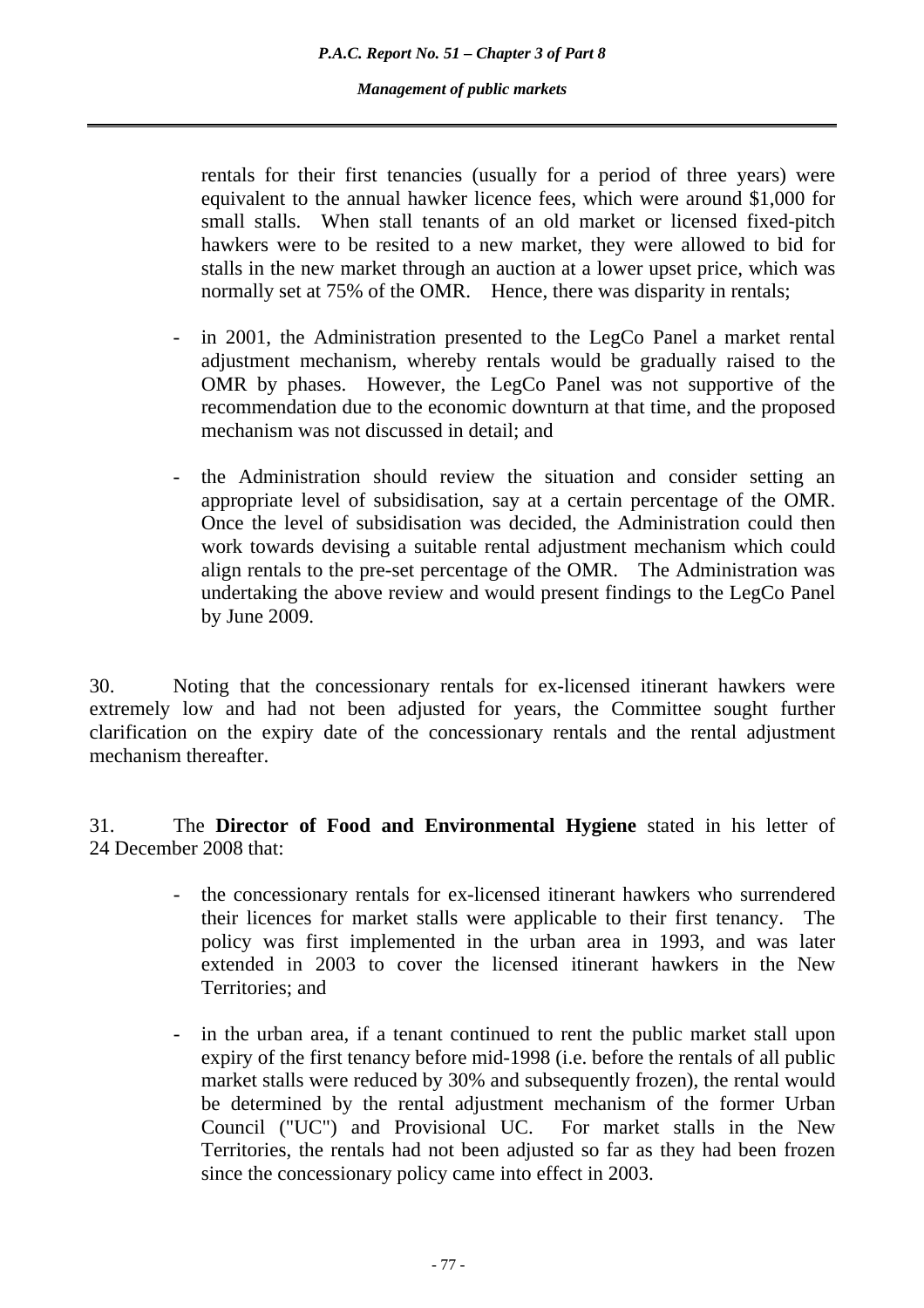rentals for their first tenancies (usually for a period of three years) were equivalent to the annual hawker licence fees, which were around $1,000 for small stalls. When stall tenants of an old market or licensed fixed-pitch hawkers were to be resited to a new market, they were allowed to bid for stalls in the new market through an auction at a lower upset price, which was normally set at 75% of the OMR. Hence, there was disparity in rentals;

- in 2001, the Administration presented to the LegCo Panel a market rental adjustment mechanism, whereby rentals would be gradually raised to the OMR by phases. However, the LegCo Panel was not supportive of the recommendation due to the economic downturn at that time, and the proposed mechanism was not discussed in detail; and

- the Administration should review the situation and consider setting an appropriate level of subsidisation, say at a certain percentage of the OMR. Once the level of subsidisation was decided, the Administration could then work towards devising a suitable rental adjustment mechanism which could align rentals to the pre-set percentage of the OMR. The Administration was undertaking the above review and would present findings to the LegCo Panel by June 2009.

30. Noting that the concessionary rentals for ex-licensed itinerant hawkers were extremely low and had not been adjusted for years, the Committee sought further clarification on the expiry date of the concessionary rentals and the rental adjustment mechanism thereafter.

31. The **Director of Food and Environmental Hygiene** stated in his letter of 24 December 2008 that:

- the concessionary rentals for ex-licensed itinerant hawkers who surrendered their licences for market stalls were applicable to their first tenancy. The policy was first implemented in the urban area in 1993, and was later extended in 2003 to cover the licensed itinerant hawkers in the New Territories; and

- in the urban area, if a tenant continued to rent the public market stall upon expiry of the first tenancy before mid-1998 (i.e. before the rentals of all public market stalls were reduced by 30% and subsequently frozen), the rental would be determined by the rental adjustment mechanism of the former Urban Council ("UC") and Provisional UC. For market stalls in the New Territories, the rentals had not been adjusted so far as they had been frozen since the concessionary policy came into effect in 2003.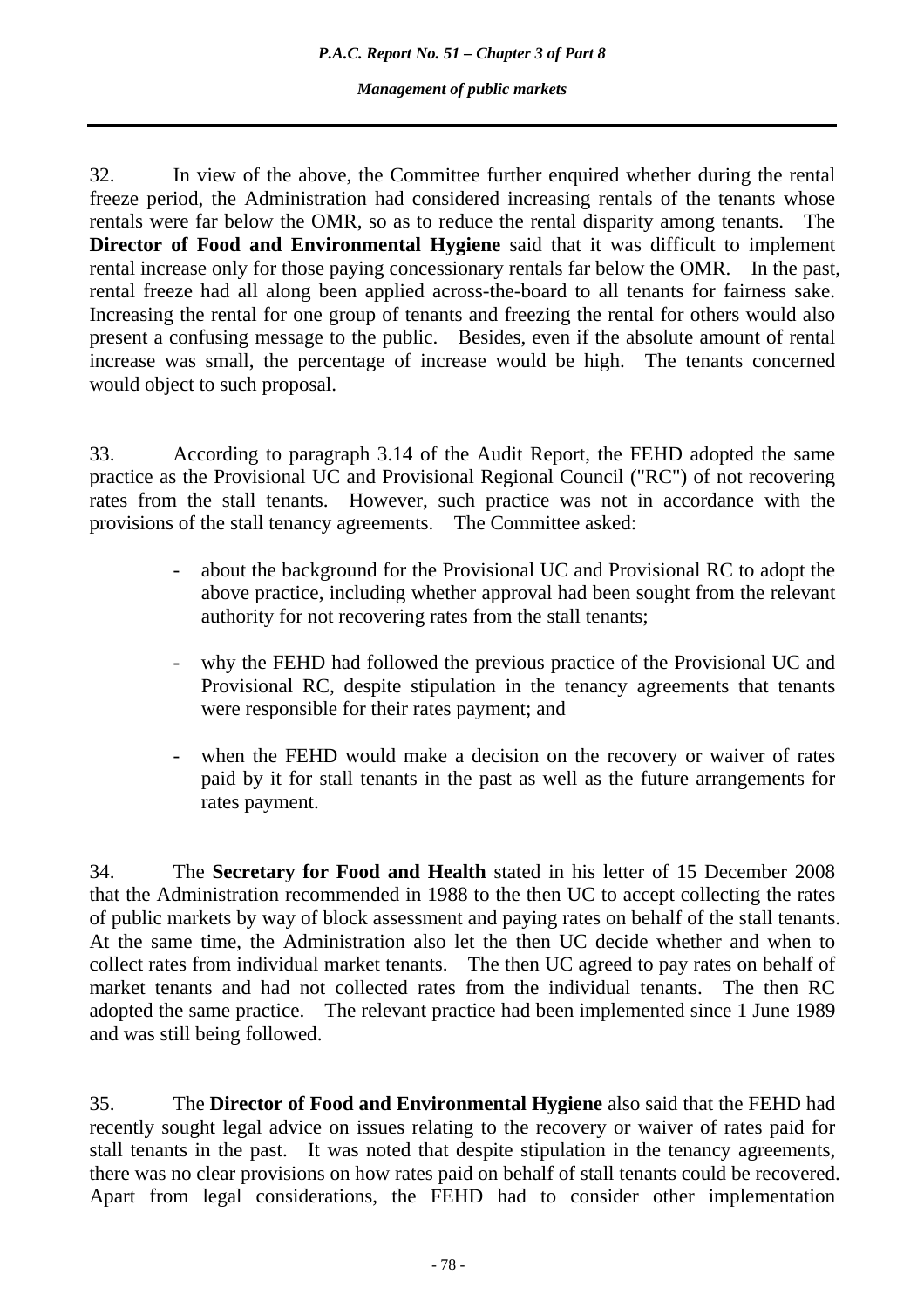32. In view of the above, the Committee further enquired whether during the rental freeze period, the Administration had considered increasing rentals of the tenants whose rentals were far below the OMR, so as to reduce the rental disparity among tenants. The **Director of Food and Environmental Hygiene** said that it was difficult to implement rental increase only for those paying concessionary rentals far below the OMR. In the past, rental freeze had all along been applied across-the-board to all tenants for fairness sake. Increasing the rental for one group of tenants and freezing the rental for others would also present a confusing message to the public. Besides, even if the absolute amount of rental increase was small, the percentage of increase would be high. The tenants concerned would object to such proposal.

33. According to paragraph 3.14 of the Audit Report, the FEHD adopted the same practice as the Provisional UC and Provisional Regional Council ("RC") of not recovering rates from the stall tenants. However, such practice was not in accordance with the provisions of the stall tenancy agreements. The Committee asked:

- about the background for the Provisional UC and Provisional RC to adopt the above practice, including whether approval had been sought from the relevant authority for not recovering rates from the stall tenants;

- why the FEHD had followed the previous practice of the Provisional UC and Provisional RC, despite stipulation in the tenancy agreements that tenants were responsible for their rates payment; and

- when the FEHD would make a decision on the recovery or waiver of rates paid by it for stall tenants in the past as well as the future arrangements for rates payment.

34. The **Secretary for Food and Health** stated in his letter of 15 December 2008 that the Administration recommended in 1988 to the then UC to accept collecting the rates of public markets by way of block assessment and paying rates on behalf of the stall tenants. At the same time, the Administration also let the then UC decide whether and when to collect rates from individual market tenants. The then UC agreed to pay rates on behalf of market tenants and had not collected rates from the individual tenants. The then RC adopted the same practice. The relevant practice had been implemented since 1 June 1989 and was still being followed.

35. The **Director of Food and Environmental Hygiene** also said that the FEHD had recently sought legal advice on issues relating to the recovery or waiver of rates paid for stall tenants in the past. It was noted that despite stipulation in the tenancy agreements, there was no clear provisions on how rates paid on behalf of stall tenants could be recovered. Apart from legal considerations, the FEHD had to consider other implementation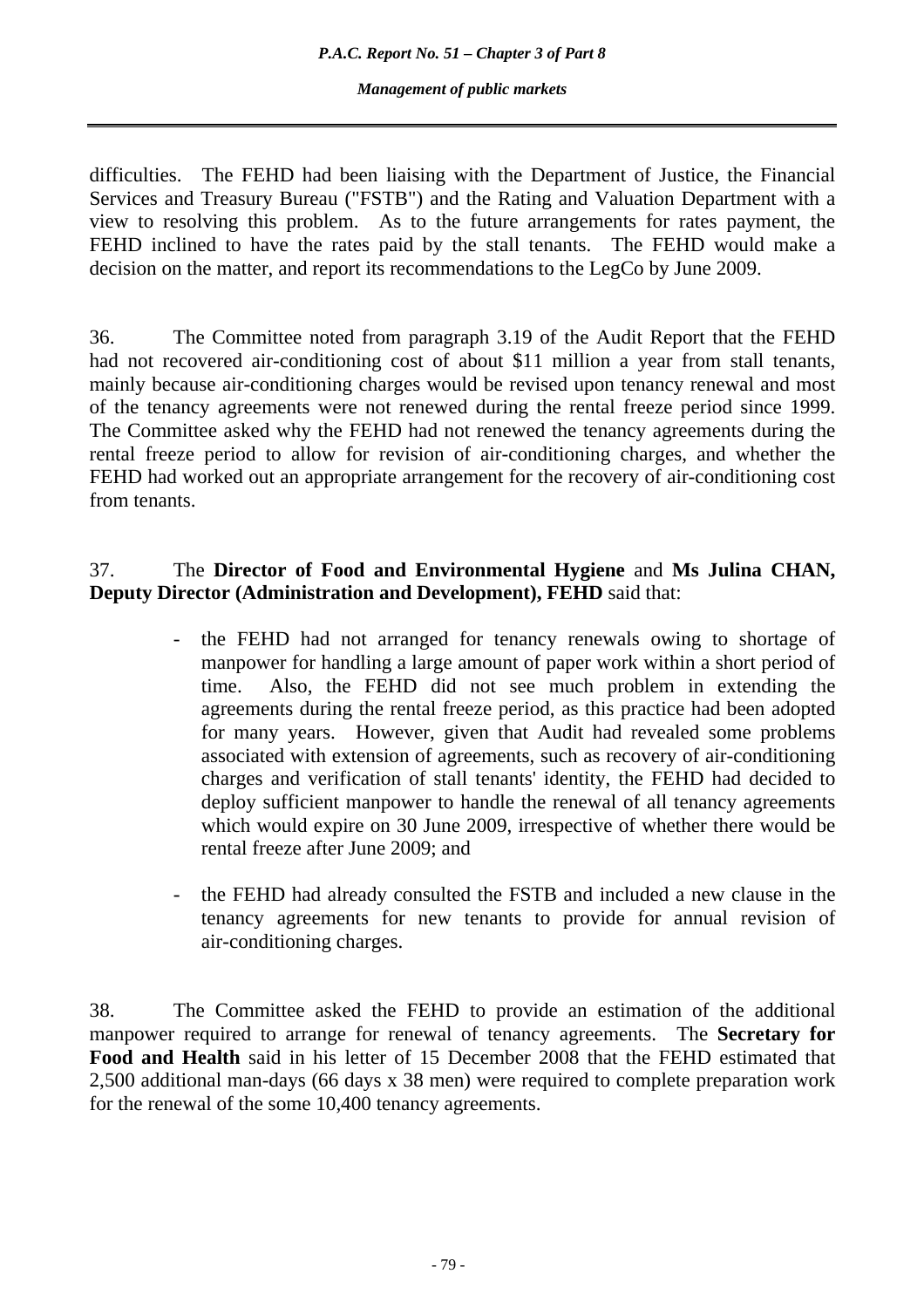difficulties. The FEHD had been liaising with the Department of Justice, the Financial Services and Treasury Bureau ("FSTB") and the Rating and Valuation Department with a view to resolving this problem. As to the future arrangements for rates payment, the FEHD inclined to have the rates paid by the stall tenants. The FEHD would make a decision on the matter, and report its recommendations to the LegCo by June 2009.

36. The Committee noted from paragraph 3.19 of the Audit Report that the FEHD had not recovered air-conditioning cost of about $11 million a year from stall tenants, mainly because air-conditioning charges would be revised upon tenancy renewal and most of the tenancy agreements were not renewed during the rental freeze period since 1999. The Committee asked why the FEHD had not renewed the tenancy agreements during the rental freeze period to allow for revision of air-conditioning charges, and whether the FEHD had worked out an appropriate arrangement for the recovery of air-conditioning cost from tenants.

37. The **Director of Food and Environmental Hygiene** and **Ms Julina CHAN, Deputy Director (Administration and Development), FEHD** said that:

- the FEHD had not arranged for tenancy renewals owing to shortage of manpower for handling a large amount of paper work within a short period of time. Also, the FEHD did not see much problem in extending the agreements during the rental freeze period, as this practice had been adopted for many years. However, given that Audit had revealed some problems associated with extension of agreements, such as recovery of air-conditioning charges and verification of stall tenants' identity, the FEHD had decided to deploy sufficient manpower to handle the renewal of all tenancy agreements which would expire on 30 June 2009, irrespective of whether there would be rental freeze after June 2009; and

- the FEHD had already consulted the FSTB and included a new clause in the tenancy agreements for new tenants to provide for annual revision of air-conditioning charges.

38. The Committee asked the FEHD to provide an estimation of the additional manpower required to arrange for renewal of tenancy agreements. The **Secretary for Food and Health** said in his letter of 15 December 2008 that the FEHD estimated that 2,500 additional man-days (66 days x 38 men) were required to complete preparation work for the renewal of the some 10,400 tenancy agreements.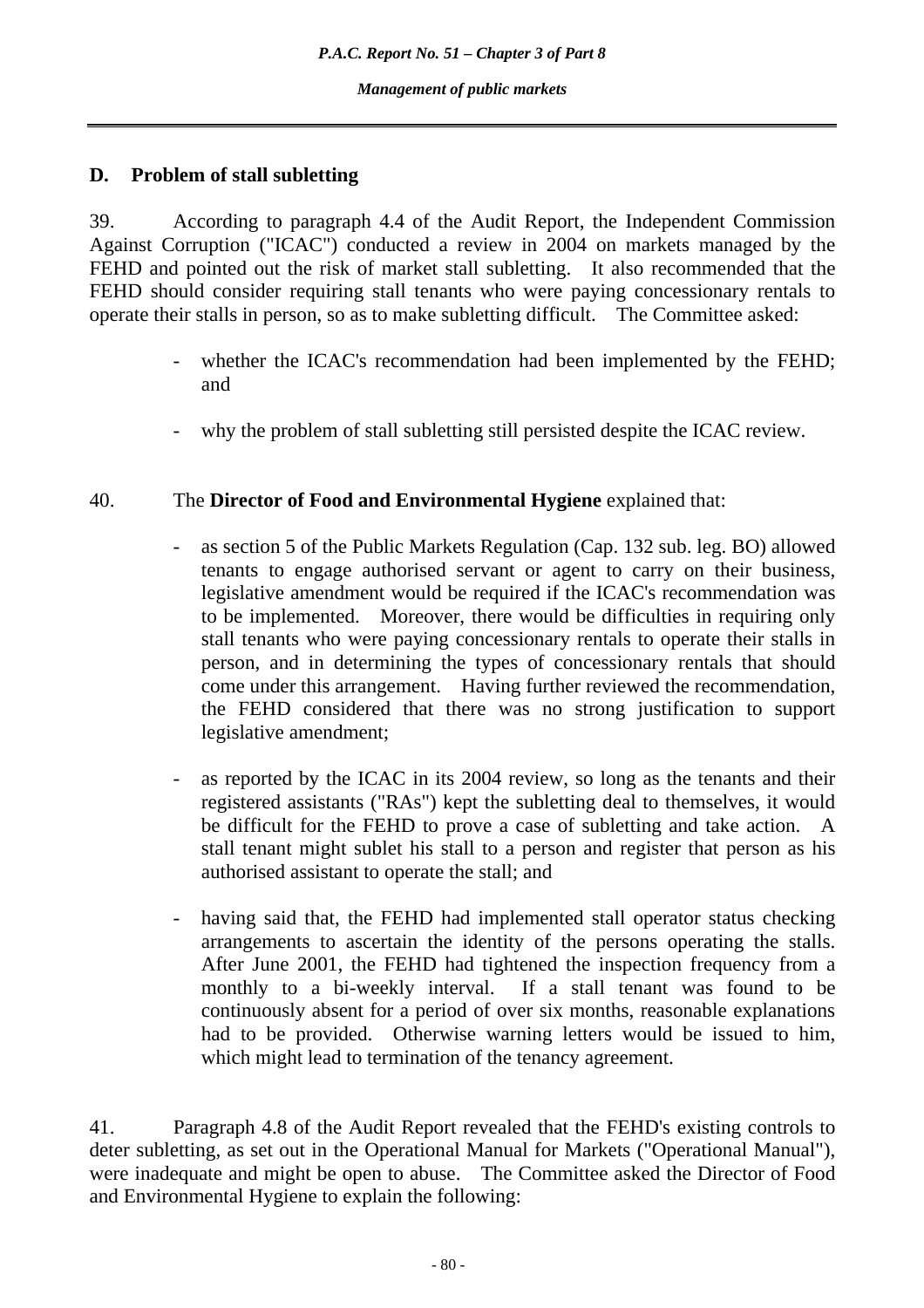## D. Problem of stall subletting

39. According to paragraph 4.4 of the Audit Report, the Independent Commission Against Corruption ("ICAC") conducted a review in 2004 on markets managed by the FEHD and pointed out the risk of market stall subletting. It also recommended that the FEHD should consider requiring stall tenants who were paying concessionary rentals to operate their stalls in person, so as to make subletting difficult. The Committee asked:

- whether the ICAC's recommendation had been implemented by the FEHD; and

- why the problem of stall subletting still persisted despite the ICAC review.

40. The **Director of Food and Environmental Hygiene** explained that:

- as section 5 of the Public Markets Regulation (Cap. 132 sub. leg. BO) allowed tenants to engage authorised servant or agent to carry on their business, legislative amendment would be required if the ICAC's recommendation was to be implemented. Moreover, there would be difficulties in requiring only stall tenants who were paying concessionary rentals to operate their stalls in person, and in determining the types of concessionary rentals that should come under this arrangement. Having further reviewed the recommendation, the FEHD considered that there was no strong justification to support legislative amendment;

- as reported by the ICAC in its 2004 review, so long as the tenants and their registered assistants ("RAs") kept the subletting deal to themselves, it would be difficult for the FEHD to prove a case of subletting and take action. A stall tenant might sublet his stall to a person and register that person as his authorised assistant to operate the stall; and

- having said that, the FEHD had implemented stall operator status checking arrangements to ascertain the identity of the persons operating the stalls. After June 2001, the FEHD had tightened the inspection frequency from a monthly to a bi-weekly interval. If a stall tenant was found to be continuously absent for a period of over six months, reasonable explanations had to be provided. Otherwise warning letters would be issued to him, which might lead to termination of the tenancy agreement.

41. Paragraph 4.8 of the Audit Report revealed that the FEHD's existing controls to deter subletting, as set out in the Operational Manual for Markets ("Operational Manual"), were inadequate and might be open to abuse. The Committee asked the Director of Food and Environmental Hygiene to explain the following: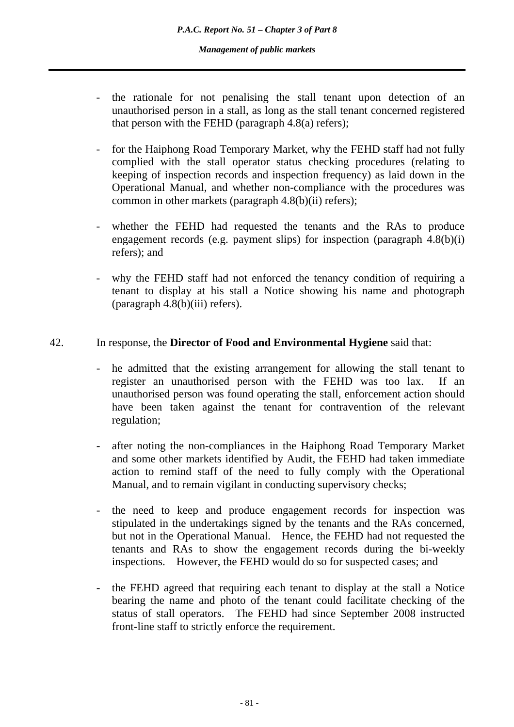- the rationale for not penalising the stall tenant upon detection of an unauthorised person in a stall, as long as the stall tenant concerned registered that person with the FEHD (paragraph 4.8(a) refers);

- for the Haiphong Road Temporary Market, why the FEHD staff had not fully complied with the stall operator status checking procedures (relating to keeping of inspection records and inspection frequency) as laid down in the Operational Manual, and whether non-compliance with the procedures was common in other markets (paragraph 4.8(b)(ii) refers);

- whether the FEHD had requested the tenants and the RAs to produce engagement records (e.g. payment slips) for inspection (paragraph 4.8(b)(i) refers); and

- why the FEHD staff had not enforced the tenancy condition of requiring a tenant to display at his stall a Notice showing his name and photograph (paragraph 4.8(b)(iii) refers).

42. In response, the **Director of Food and Environmental Hygiene** said that:

- he admitted that the existing arrangement for allowing the stall tenant to register an unauthorised person with the FEHD was too lax. If an unauthorised person was found operating the stall, enforcement action should have been taken against the tenant for contravention of the relevant regulation;

- after noting the non-compliances in the Haiphong Road Temporary Market and some other markets identified by Audit, the FEHD had taken immediate action to remind staff of the need to fully comply with the Operational Manual, and to remain vigilant in conducting supervisory checks;

- the need to keep and produce engagement records for inspection was stipulated in the undertakings signed by the tenants and the RAs concerned, but not in the Operational Manual. Hence, the FEHD had not requested the tenants and RAs to show the engagement records during the bi-weekly inspections. However, the FEHD would do so for suspected cases; and

- the FEHD agreed that requiring each tenant to display at the stall a Notice bearing the name and photo of the tenant could facilitate checking of the status of stall operators. The FEHD had since September 2008 instructed front-line staff to strictly enforce the requirement.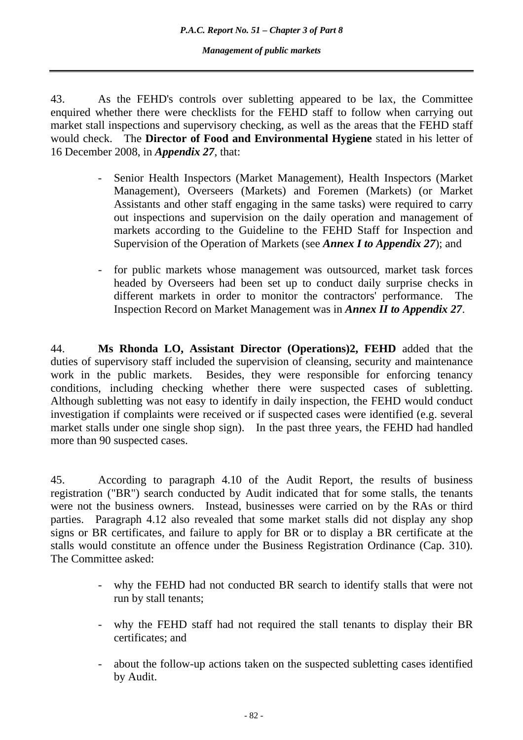43. As the FEHD's controls over subletting appeared to be lax, the Committee enquired whether there were checklists for the FEHD staff to follow when carrying out market stall inspections and supervisory checking, as well as the areas that the FEHD staff would check. The **Director of Food and Environmental Hygiene** stated in his letter of 16 December 2008, in ***Appendix 27***, that:

- Senior Health Inspectors (Market Management), Health Inspectors (Market Management), Overseers (Markets) and Foremen (Markets) (or Market Assistants and other staff engaging in the same tasks) were required to carry out inspections and supervision on the daily operation and management of markets according to the Guideline to the FEHD Staff for Inspection and Supervision of the Operation of Markets (see ***Annex I to Appendix 27***); and

- for public markets whose management was outsourced, market task forces headed by Overseers had been set up to conduct daily surprise checks in different markets in order to monitor the contractors' performance. The Inspection Record on Market Management was in ***Annex II to Appendix 27***.

44. **Ms Rhonda LO, Assistant Director (Operations)2, FEHD** added that the duties of supervisory staff included the supervision of cleansing, security and maintenance work in the public markets. Besides, they were responsible for enforcing tenancy conditions, including checking whether there were suspected cases of subletting. Although subletting was not easy to identify in daily inspection, the FEHD would conduct investigation if complaints were received or if suspected cases were identified (e.g. several market stalls under one single shop sign). In the past three years, the FEHD had handled more than 90 suspected cases.

45. According to paragraph 4.10 of the Audit Report, the results of business registration ("BR") search conducted by Audit indicated that for some stalls, the tenants were not the business owners. Instead, businesses were carried on by the RAs or third parties. Paragraph 4.12 also revealed that some market stalls did not display any shop signs or BR certificates, and failure to apply for BR or to display a BR certificate at the stalls would constitute an offence under the Business Registration Ordinance (Cap. 310). The Committee asked:

- why the FEHD had not conducted BR search to identify stalls that were not run by stall tenants;

- why the FEHD staff had not required the stall tenants to display their BR certificates; and

- about the follow-up actions taken on the suspected subletting cases identified by Audit.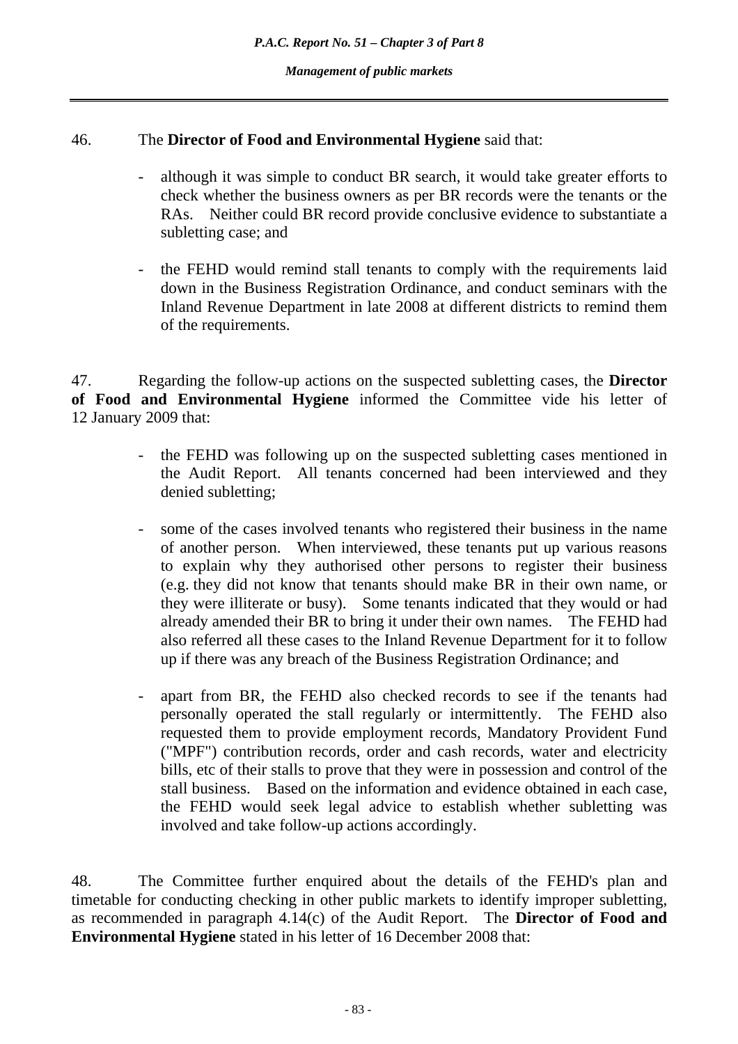46. The **Director of Food and Environmental Hygiene** said that:

- although it was simple to conduct BR search, it would take greater efforts to check whether the business owners as per BR records were the tenants or the RAs. Neither could BR record provide conclusive evidence to substantiate a subletting case; and

- the FEHD would remind stall tenants to comply with the requirements laid down in the Business Registration Ordinance, and conduct seminars with the Inland Revenue Department in late 2008 at different districts to remind them of the requirements.

47. Regarding the follow-up actions on the suspected subletting cases, the **Director of Food and Environmental Hygiene** informed the Committee vide his letter of 12 January 2009 that:

- the FEHD was following up on the suspected subletting cases mentioned in the Audit Report. All tenants concerned had been interviewed and they denied subletting;

- some of the cases involved tenants who registered their business in the name of another person. When interviewed, these tenants put up various reasons to explain why they authorised other persons to register their business (e.g. they did not know that tenants should make BR in their own name, or they were illiterate or busy). Some tenants indicated that they would or had already amended their BR to bring it under their own names. The FEHD had also referred all these cases to the Inland Revenue Department for it to follow up if there was any breach of the Business Registration Ordinance; and

- apart from BR, the FEHD also checked records to see if the tenants had personally operated the stall regularly or intermittently. The FEHD also requested them to provide employment records, Mandatory Provident Fund ("MPF") contribution records, order and cash records, water and electricity bills, etc of their stalls to prove that they were in possession and control of the stall business. Based on the information and evidence obtained in each case, the FEHD would seek legal advice to establish whether subletting was involved and take follow-up actions accordingly.

48. The Committee further enquired about the details of the FEHD's plan and timetable for conducting checking in other public markets to identify improper subletting, as recommended in paragraph 4.14(c) of the Audit Report. The **Director of Food and Environmental Hygiene** stated in his letter of 16 December 2008 that: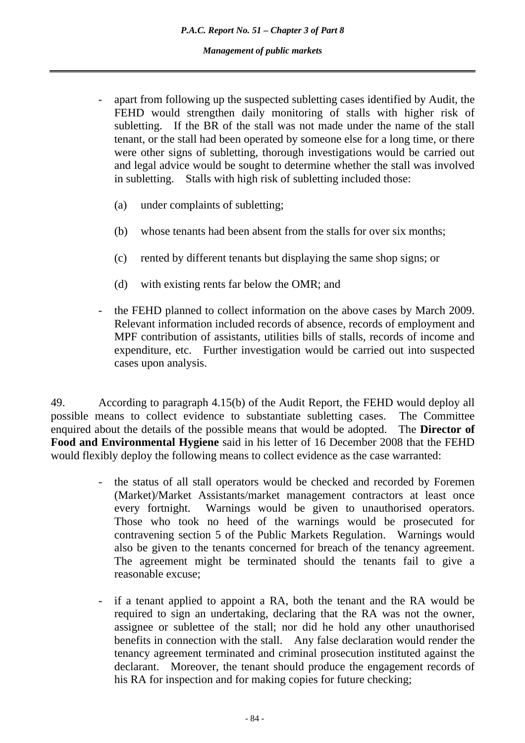- apart from following up the suspected subletting cases identified by Audit, the FEHD would strengthen daily monitoring of stalls with higher risk of subletting. If the BR of the stall was not made under the name of the stall tenant, or the stall had been operated by someone else for a long time, or there were other signs of subletting, thorough investigations would be carried out and legal advice would be sought to determine whether the stall was involved in subletting. Stalls with high risk of subletting included those:

  (a) under complaints of subletting;

  (b) whose tenants had been absent from the stalls for over six months;

  (c) rented by different tenants but displaying the same shop signs; or

  (d) with existing rents far below the OMR; and

- the FEHD planned to collect information on the above cases by March 2009. Relevant information included records of absence, records of employment and MPF contribution of assistants, utilities bills of stalls, records of income and expenditure, etc. Further investigation would be carried out into suspected cases upon analysis.

49. According to paragraph 4.15(b) of the Audit Report, the FEHD would deploy all possible means to collect evidence to substantiate subletting cases. The Committee enquired about the details of the possible means that would be adopted. The **Director of Food and Environmental Hygiene** said in his letter of 16 December 2008 that the FEHD would flexibly deploy the following means to collect evidence as the case warranted:

- the status of all stall operators would be checked and recorded by Foremen (Market)/Market Assistants/market management contractors at least once every fortnight. Warnings would be given to unauthorised operators. Those who took no heed of the warnings would be prosecuted for contravening section 5 of the Public Markets Regulation. Warnings would also be given to the tenants concerned for breach of the tenancy agreement. The agreement might be terminated should the tenants fail to give a reasonable excuse;

- if a tenant applied to appoint a RA, both the tenant and the RA would be required to sign an undertaking, declaring that the RA was not the owner, assignee or sublettee of the stall; nor did he hold any other unauthorised benefits in connection with the stall. Any false declaration would render the tenancy agreement terminated and criminal prosecution instituted against the declarant. Moreover, the tenant should produce the engagement records of his RA for inspection and for making copies for future checking;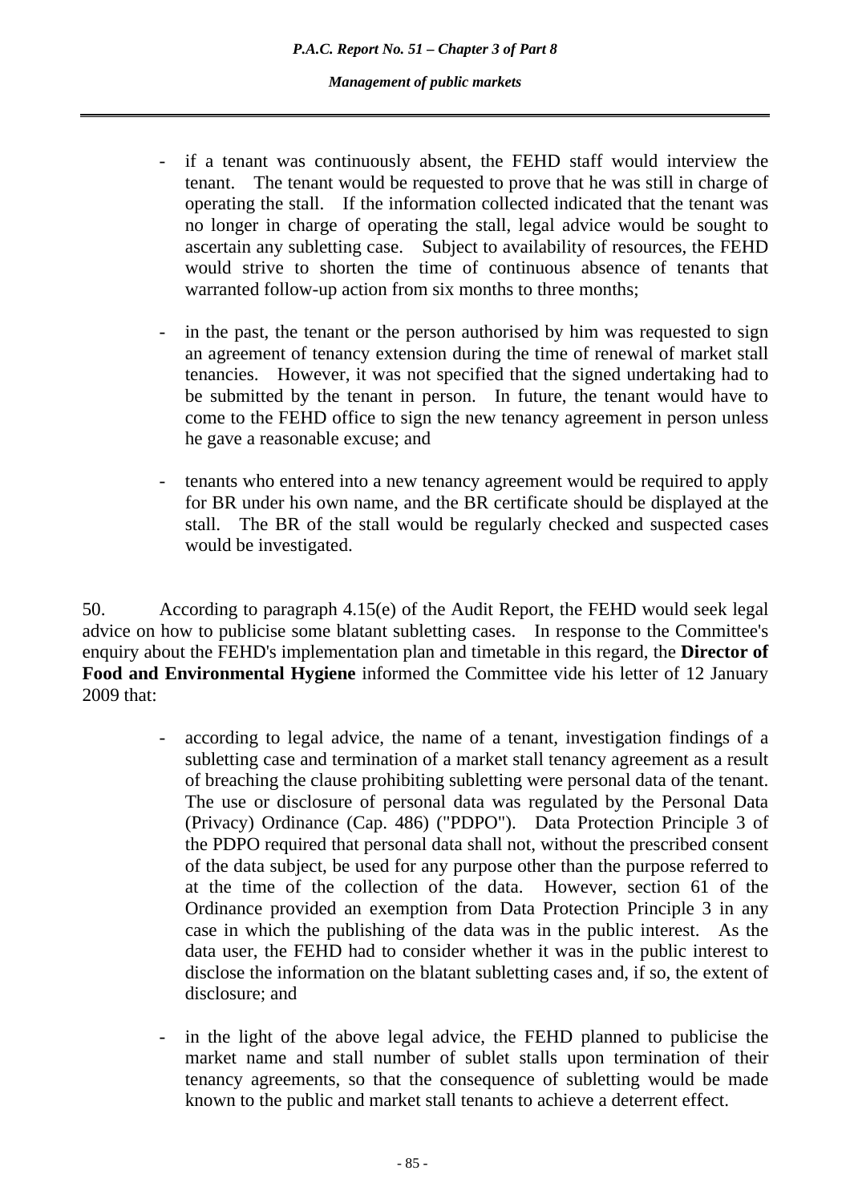- if a tenant was continuously absent, the FEHD staff would interview the tenant. The tenant would be requested to prove that he was still in charge of operating the stall. If the information collected indicated that the tenant was no longer in charge of operating the stall, legal advice would be sought to ascertain any subletting case. Subject to availability of resources, the FEHD would strive to shorten the time of continuous absence of tenants that warranted follow-up action from six months to three months;

- in the past, the tenant or the person authorised by him was requested to sign an agreement of tenancy extension during the time of renewal of market stall tenancies. However, it was not specified that the signed undertaking had to be submitted by the tenant in person. In future, the tenant would have to come to the FEHD office to sign the new tenancy agreement in person unless he gave a reasonable excuse; and

- tenants who entered into a new tenancy agreement would be required to apply for BR under his own name, and the BR certificate should be displayed at the stall. The BR of the stall would be regularly checked and suspected cases would be investigated.

50. According to paragraph 4.15(e) of the Audit Report, the FEHD would seek legal advice on how to publicise some blatant subletting cases. In response to the Committee's enquiry about the FEHD's implementation plan and timetable in this regard, the **Director of Food and Environmental Hygiene** informed the Committee vide his letter of 12 January 2009 that:

- according to legal advice, the name of a tenant, investigation findings of a subletting case and termination of a market stall tenancy agreement as a result of breaching the clause prohibiting subletting were personal data of the tenant. The use or disclosure of personal data was regulated by the Personal Data (Privacy) Ordinance (Cap. 486) ("PDPO"). Data Protection Principle 3 of the PDPO required that personal data shall not, without the prescribed consent of the data subject, be used for any purpose other than the purpose referred to at the time of the collection of the data. However, section 61 of the Ordinance provided an exemption from Data Protection Principle 3 in any case in which the publishing of the data was in the public interest. As the data user, the FEHD had to consider whether it was in the public interest to disclose the information on the blatant subletting cases and, if so, the extent of disclosure; and

- in the light of the above legal advice, the FEHD planned to publicise the market name and stall number of sublet stalls upon termination of their tenancy agreements, so that the consequence of subletting would be made known to the public and market stall tenants to achieve a deterrent effect.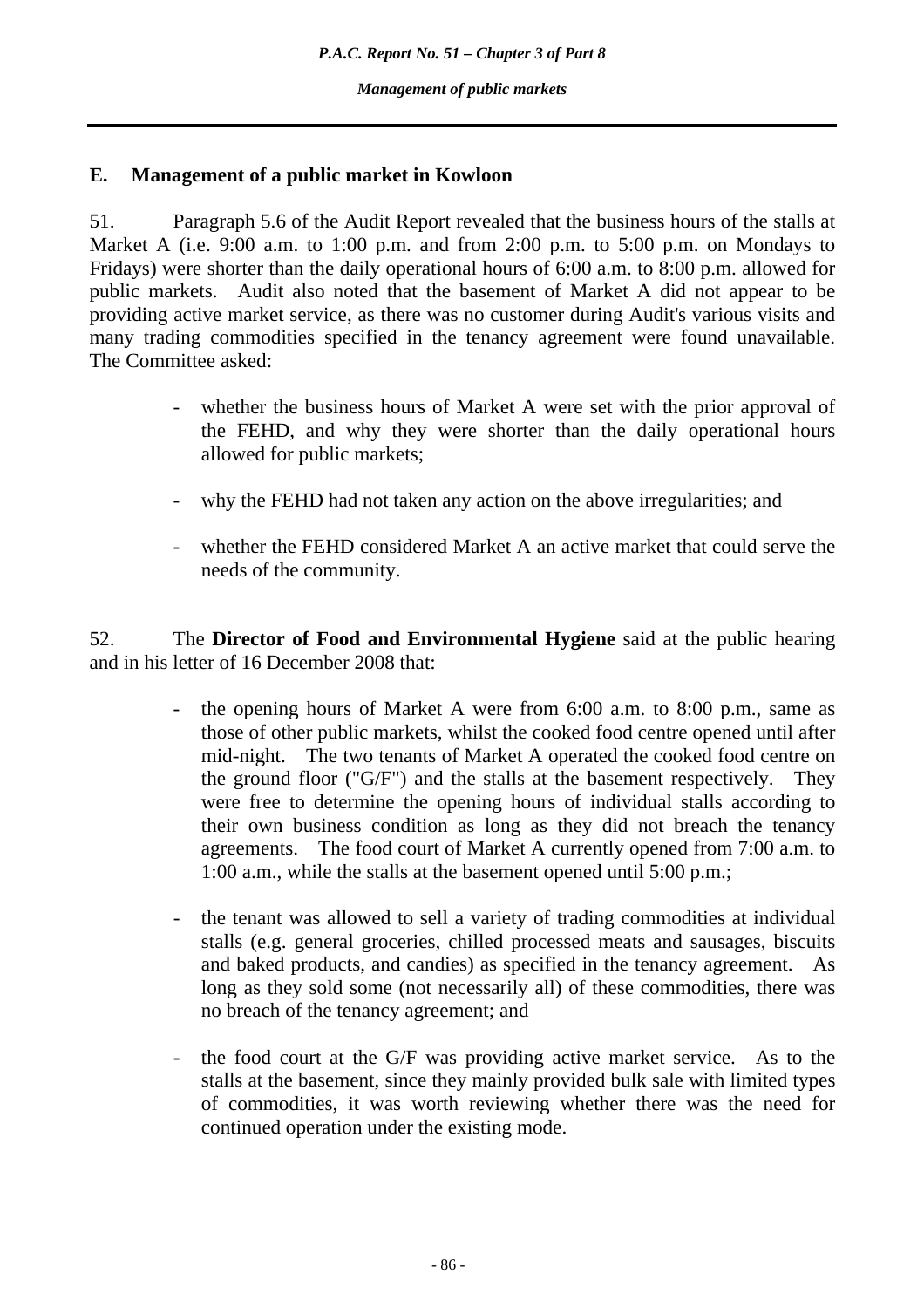## E. Management of a public market in Kowloon

51. Paragraph 5.6 of the Audit Report revealed that the business hours of the stalls at Market A (i.e. 9:00 a.m. to 1:00 p.m. and from 2:00 p.m. to 5:00 p.m. on Mondays to Fridays) were shorter than the daily operational hours of 6:00 a.m. to 8:00 p.m. allowed for public markets. Audit also noted that the basement of Market A did not appear to be providing active market service, as there was no customer during Audit's various visits and many trading commodities specified in the tenancy agreement were found unavailable. The Committee asked:

- whether the business hours of Market A were set with the prior approval of the FEHD, and why they were shorter than the daily operational hours allowed for public markets;
- why the FEHD had not taken any action on the above irregularities; and
- whether the FEHD considered Market A an active market that could serve the needs of the community.

52. The **Director of Food and Environmental Hygiene** said at the public hearing and in his letter of 16 December 2008 that:

- the opening hours of Market A were from 6:00 a.m. to 8:00 p.m., same as those of other public markets, whilst the cooked food centre opened until after mid-night. The two tenants of Market A operated the cooked food centre on the ground floor ("G/F") and the stalls at the basement respectively. They were free to determine the opening hours of individual stalls according to their own business condition as long as they did not breach the tenancy agreements. The food court of Market A currently opened from 7:00 a.m. to 1:00 a.m., while the stalls at the basement opened until 5:00 p.m.;
- the tenant was allowed to sell a variety of trading commodities at individual stalls (e.g. general groceries, chilled processed meats and sausages, biscuits and baked products, and candies) as specified in the tenancy agreement. As long as they sold some (not necessarily all) of these commodities, there was no breach of the tenancy agreement; and
- the food court at the G/F was providing active market service. As to the stalls at the basement, since they mainly provided bulk sale with limited types of commodities, it was worth reviewing whether there was the need for continued operation under the existing mode.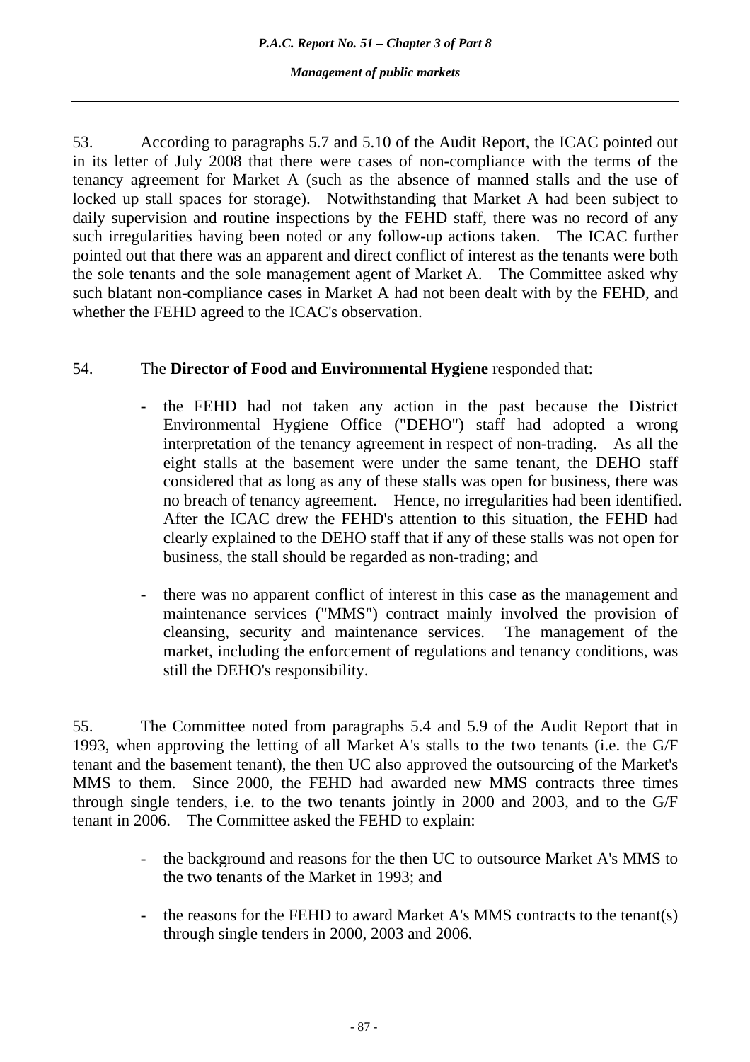53. According to paragraphs 5.7 and 5.10 of the Audit Report, the ICAC pointed out in its letter of July 2008 that there were cases of non-compliance with the terms of the tenancy agreement for Market A (such as the absence of manned stalls and the use of locked up stall spaces for storage). Notwithstanding that Market A had been subject to daily supervision and routine inspections by the FEHD staff, there was no record of any such irregularities having been noted or any follow-up actions taken. The ICAC further pointed out that there was an apparent and direct conflict of interest as the tenants were both the sole tenants and the sole management agent of Market A. The Committee asked why such blatant non-compliance cases in Market A had not been dealt with by the FEHD, and whether the FEHD agreed to the ICAC's observation.

54. The **Director of Food and Environmental Hygiene** responded that:

- the FEHD had not taken any action in the past because the District Environmental Hygiene Office ("DEHO") staff had adopted a wrong interpretation of the tenancy agreement in respect of non-trading. As all the eight stalls at the basement were under the same tenant, the DEHO staff considered that as long as any of these stalls was open for business, there was no breach of tenancy agreement. Hence, no irregularities had been identified. After the ICAC drew the FEHD's attention to this situation, the FEHD had clearly explained to the DEHO staff that if any of these stalls was not open for business, the stall should be regarded as non-trading; and

- there was no apparent conflict of interest in this case as the management and maintenance services ("MMS") contract mainly involved the provision of cleansing, security and maintenance services. The management of the market, including the enforcement of regulations and tenancy conditions, was still the DEHO's responsibility.

55. The Committee noted from paragraphs 5.4 and 5.9 of the Audit Report that in 1993, when approving the letting of all Market A's stalls to the two tenants (i.e. the G/F tenant and the basement tenant), the then UC also approved the outsourcing of the Market's MMS to them. Since 2000, the FEHD had awarded new MMS contracts three times through single tenders, i.e. to the two tenants jointly in 2000 and 2003, and to the G/F tenant in 2006. The Committee asked the FEHD to explain:

- the background and reasons for the then UC to outsource Market A's MMS to the two tenants of the Market in 1993; and

- the reasons for the FEHD to award Market A's MMS contracts to the tenant(s) through single tenders in 2000, 2003 and 2006.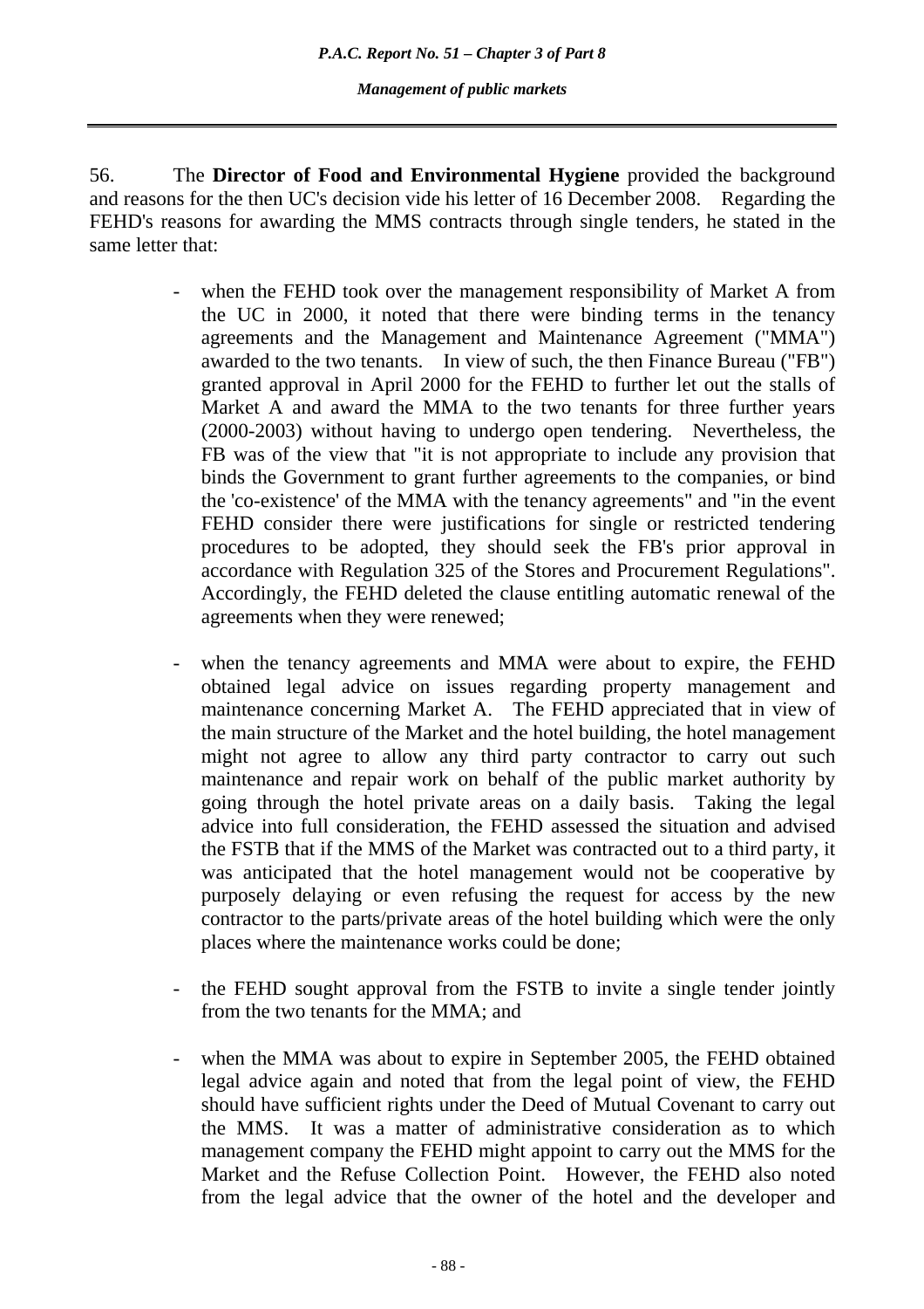56. The **Director of Food and Environmental Hygiene** provided the background and reasons for the then UC's decision vide his letter of 16 December 2008. Regarding the FEHD's reasons for awarding the MMS contracts through single tenders, he stated in the same letter that:

- when the FEHD took over the management responsibility of Market A from the UC in 2000, it noted that there were binding terms in the tenancy agreements and the Management and Maintenance Agreement ("MMA") awarded to the two tenants. In view of such, the then Finance Bureau ("FB") granted approval in April 2000 for the FEHD to further let out the stalls of Market A and award the MMA to the two tenants for three further years (2000-2003) without having to undergo open tendering. Nevertheless, the FB was of the view that "it is not appropriate to include any provision that binds the Government to grant further agreements to the companies, or bind the 'co-existence' of the MMA with the tenancy agreements" and "in the event FEHD consider there were justifications for single or restricted tendering procedures to be adopted, they should seek the FB's prior approval in accordance with Regulation 325 of the Stores and Procurement Regulations". Accordingly, the FEHD deleted the clause entitling automatic renewal of the agreements when they were renewed;

- when the tenancy agreements and MMA were about to expire, the FEHD obtained legal advice on issues regarding property management and maintenance concerning Market A. The FEHD appreciated that in view of the main structure of the Market and the hotel building, the hotel management might not agree to allow any third party contractor to carry out such maintenance and repair work on behalf of the public market authority by going through the hotel private areas on a daily basis. Taking the legal advice into full consideration, the FEHD assessed the situation and advised the FSTB that if the MMS of the Market was contracted out to a third party, it was anticipated that the hotel management would not be cooperative by purposely delaying or even refusing the request for access by the new contractor to the parts/private areas of the hotel building which were the only places where the maintenance works could be done;

- the FEHD sought approval from the FSTB to invite a single tender jointly from the two tenants for the MMA; and

- when the MMA was about to expire in September 2005, the FEHD obtained legal advice again and noted that from the legal point of view, the FEHD should have sufficient rights under the Deed of Mutual Covenant to carry out the MMS. It was a matter of administrative consideration as to which management company the FEHD might appoint to carry out the MMS for the Market and the Refuse Collection Point. However, the FEHD also noted from the legal advice that the owner of the hotel and the developer and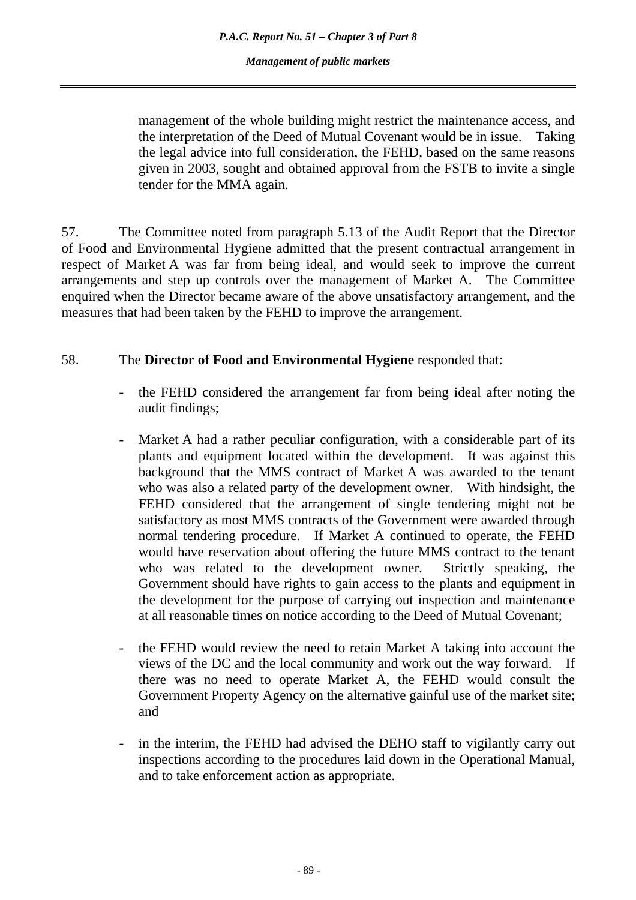management of the whole building might restrict the maintenance access, and the interpretation of the Deed of Mutual Covenant would be in issue. Taking the legal advice into full consideration, the FEHD, based on the same reasons given in 2003, sought and obtained approval from the FSTB to invite a single tender for the MMA again.

57. The Committee noted from paragraph 5.13 of the Audit Report that the Director of Food and Environmental Hygiene admitted that the present contractual arrangement in respect of Market A was far from being ideal, and would seek to improve the current arrangements and step up controls over the management of Market A. The Committee enquired when the Director became aware of the above unsatisfactory arrangement, and the measures that had been taken by the FEHD to improve the arrangement.

58. The **Director of Food and Environmental Hygiene** responded that:

- the FEHD considered the arrangement far from being ideal after noting the audit findings;

- Market A had a rather peculiar configuration, with a considerable part of its plants and equipment located within the development. It was against this background that the MMS contract of Market A was awarded to the tenant who was also a related party of the development owner. With hindsight, the FEHD considered that the arrangement of single tendering might not be satisfactory as most MMS contracts of the Government were awarded through normal tendering procedure. If Market A continued to operate, the FEHD would have reservation about offering the future MMS contract to the tenant who was related to the development owner. Strictly speaking, the Government should have rights to gain access to the plants and equipment in the development for the purpose of carrying out inspection and maintenance at all reasonable times on notice according to the Deed of Mutual Covenant;

- the FEHD would review the need to retain Market A taking into account the views of the DC and the local community and work out the way forward. If there was no need to operate Market A, the FEHD would consult the Government Property Agency on the alternative gainful use of the market site; and

- in the interim, the FEHD had advised the DEHO staff to vigilantly carry out inspections according to the procedures laid down in the Operational Manual, and to take enforcement action as appropriate.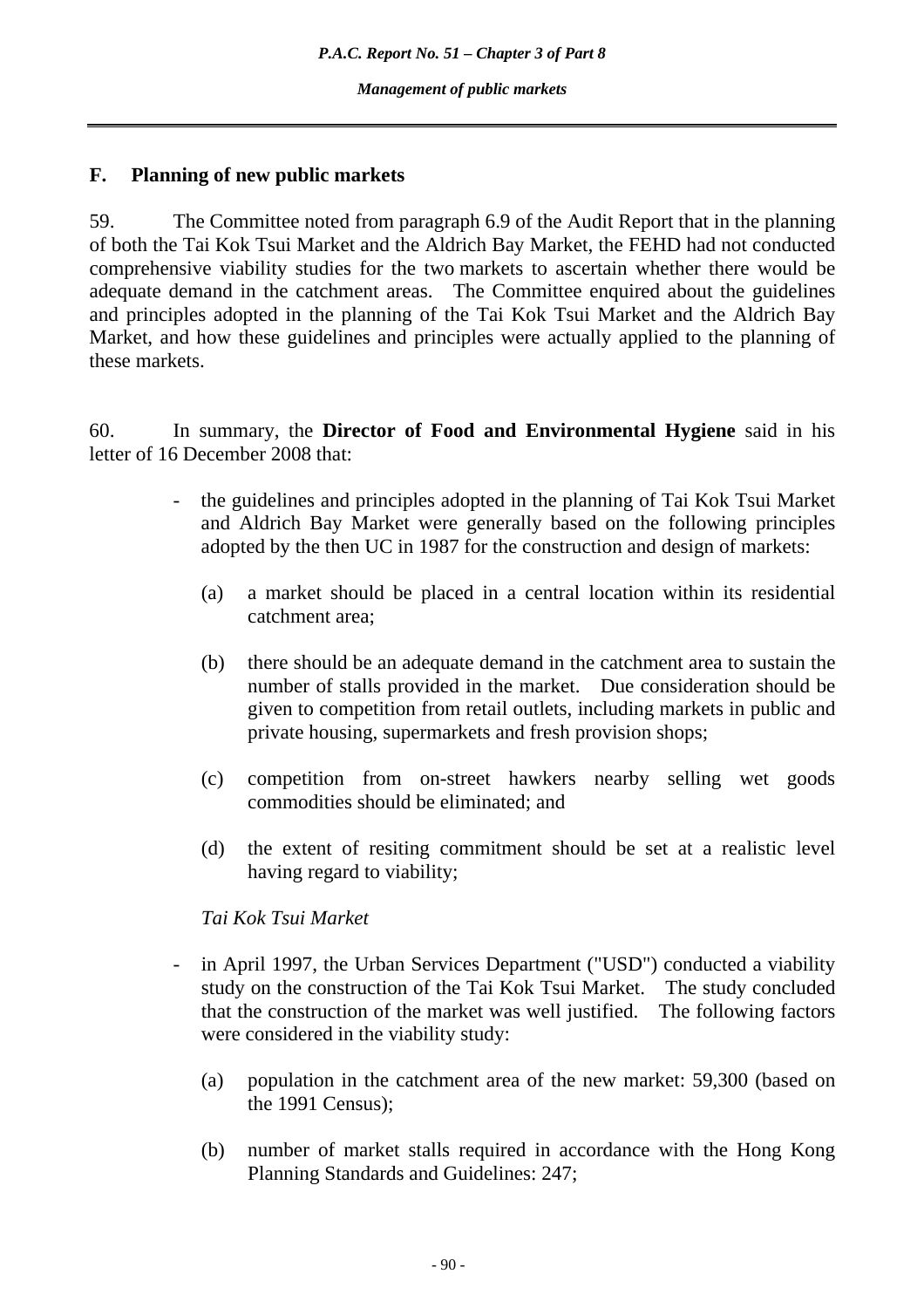## F. Planning of new public markets

59. The Committee noted from paragraph 6.9 of the Audit Report that in the planning of both the Tai Kok Tsui Market and the Aldrich Bay Market, the FEHD had not conducted comprehensive viability studies for the two markets to ascertain whether there would be adequate demand in the catchment areas. The Committee enquired about the guidelines and principles adopted in the planning of the Tai Kok Tsui Market and the Aldrich Bay Market, and how these guidelines and principles were actually applied to the planning of these markets.

60. In summary, the **Director of Food and Environmental Hygiene** said in his letter of 16 December 2008 that:

- the guidelines and principles adopted in the planning of Tai Kok Tsui Market and Aldrich Bay Market were generally based on the following principles adopted by the then UC in 1987 for the construction and design of markets:

  (a) a market should be placed in a central location within its residential catchment area;

  (b) there should be an adequate demand in the catchment area to sustain the number of stalls provided in the market. Due consideration should be given to competition from retail outlets, including markets in public and private housing, supermarkets and fresh provision shops;

  (c) competition from on-street hawkers nearby selling wet goods commodities should be eliminated; and

  (d) the extent of resiting commitment should be set at a realistic level having regard to viability;

  *Tai Kok Tsui Market*

- in April 1997, the Urban Services Department ("USD") conducted a viability study on the construction of the Tai Kok Tsui Market. The study concluded that the construction of the market was well justified. The following factors were considered in the viability study:

  (a) population in the catchment area of the new market: 59,300 (based on the 1991 Census);

  (b) number of market stalls required in accordance with the Hong Kong Planning Standards and Guidelines: 247;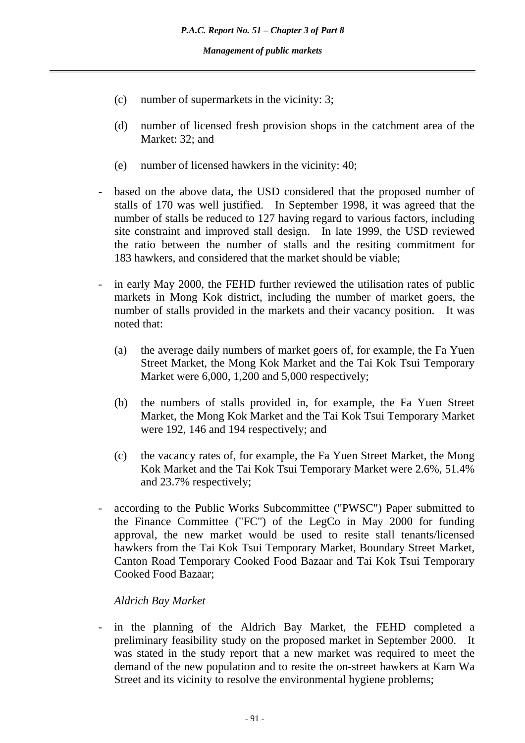(c) number of supermarkets in the vicinity: 3;

(d) number of licensed fresh provision shops in the catchment area of the Market: 32; and

(e) number of licensed hawkers in the vicinity: 40;

- based on the above data, the USD considered that the proposed number of stalls of 170 was well justified. In September 1998, it was agreed that the number of stalls be reduced to 127 having regard to various factors, including site constraint and improved stall design. In late 1999, the USD reviewed the ratio between the number of stalls and the resiting commitment for 183 hawkers, and considered that the market should be viable;

- in early May 2000, the FEHD further reviewed the utilisation rates of public markets in Mong Kok district, including the number of market goers, the number of stalls provided in the markets and their vacancy position. It was noted that:

  (a) the average daily numbers of market goers of, for example, the Fa Yuen Street Market, the Mong Kok Market and the Tai Kok Tsui Temporary Market were 6,000, 1,200 and 5,000 respectively;

  (b) the numbers of stalls provided in, for example, the Fa Yuen Street Market, the Mong Kok Market and the Tai Kok Tsui Temporary Market were 192, 146 and 194 respectively; and

  (c) the vacancy rates of, for example, the Fa Yuen Street Market, the Mong Kok Market and the Tai Kok Tsui Temporary Market were 2.6%, 51.4% and 23.7% respectively;

- according to the Public Works Subcommittee ("PWSC") Paper submitted to the Finance Committee ("FC") of the LegCo in May 2000 for funding approval, the new market would be used to resite stall tenants/licensed hawkers from the Tai Kok Tsui Temporary Market, Boundary Street Market, Canton Road Temporary Cooked Food Bazaar and Tai Kok Tsui Temporary Cooked Food Bazaar;

*Aldrich Bay Market*

- in the planning of the Aldrich Bay Market, the FEHD completed a preliminary feasibility study on the proposed market in September 2000. It was stated in the study report that a new market was required to meet the demand of the new population and to resite the on-street hawkers at Kam Wa Street and its vicinity to resolve the environmental hygiene problems;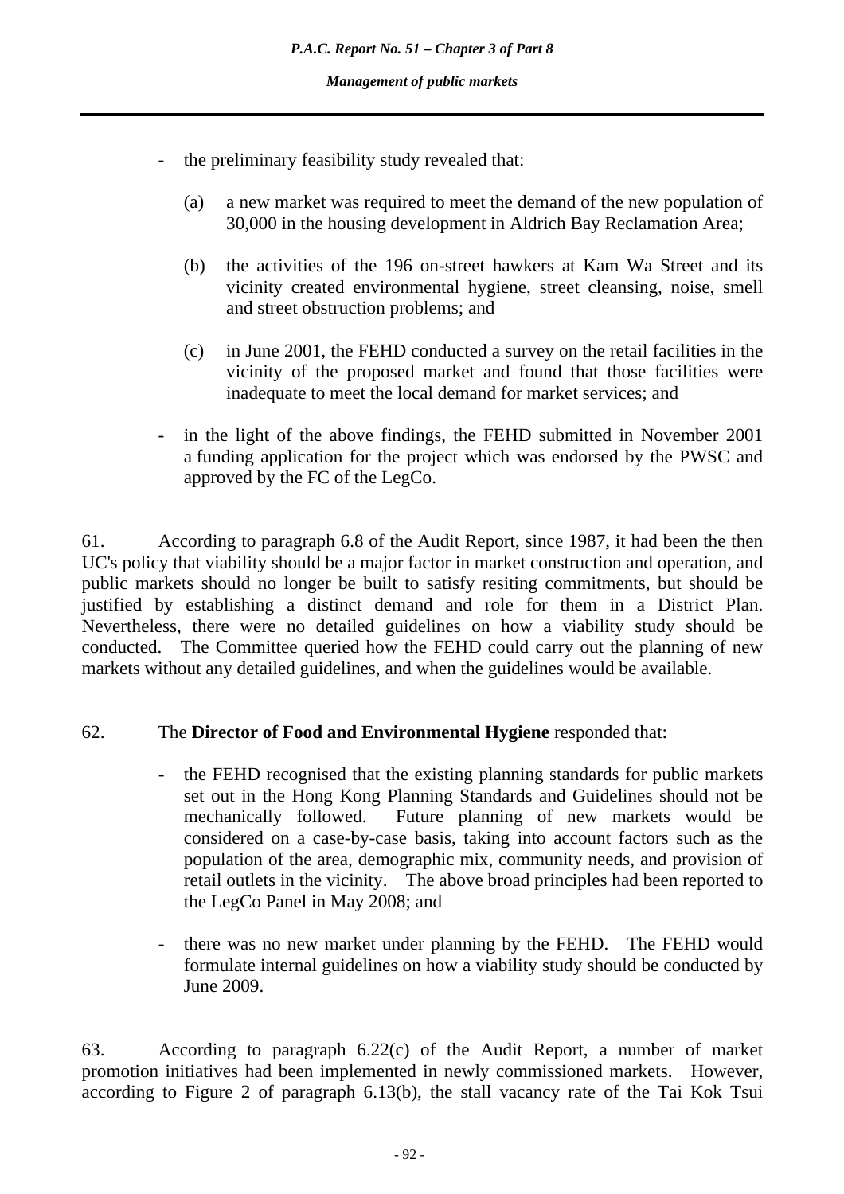- the preliminary feasibility study revealed that:

    (a) a new market was required to meet the demand of the new population of 30,000 in the housing development in Aldrich Bay Reclamation Area;

    (b) the activities of the 196 on-street hawkers at Kam Wa Street and its vicinity created environmental hygiene, street cleansing, noise, smell and street obstruction problems; and

    (c) in June 2001, the FEHD conducted a survey on the retail facilities in the vicinity of the proposed market and found that those facilities were inadequate to meet the local demand for market services; and

- in the light of the above findings, the FEHD submitted in November 2001 a funding application for the project which was endorsed by the PWSC and approved by the FC of the LegCo.

61. According to paragraph 6.8 of the Audit Report, since 1987, it had been the then UC's policy that viability should be a major factor in market construction and operation, and public markets should no longer be built to satisfy resiting commitments, but should be justified by establishing a distinct demand and role for them in a District Plan. Nevertheless, there were no detailed guidelines on how a viability study should be conducted. The Committee queried how the FEHD could carry out the planning of new markets without any detailed guidelines, and when the guidelines would be available.

62. The **Director of Food and Environmental Hygiene** responded that:

- the FEHD recognised that the existing planning standards for public markets set out in the Hong Kong Planning Standards and Guidelines should not be mechanically followed. Future planning of new markets would be considered on a case-by-case basis, taking into account factors such as the population of the area, demographic mix, community needs, and provision of retail outlets in the vicinity. The above broad principles had been reported to the LegCo Panel in May 2008; and

- there was no new market under planning by the FEHD. The FEHD would formulate internal guidelines on how a viability study should be conducted by June 2009.

63. According to paragraph 6.22(c) of the Audit Report, a number of market promotion initiatives had been implemented in newly commissioned markets. However, according to Figure 2 of paragraph 6.13(b), the stall vacancy rate of the Tai Kok Tsui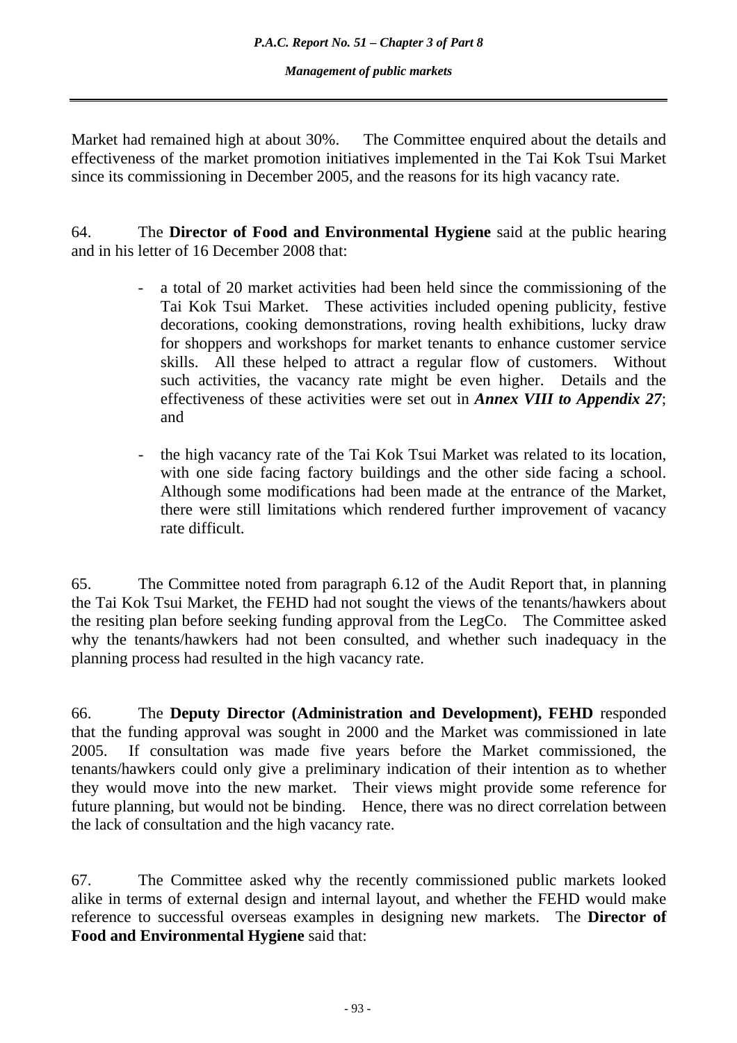Market had remained high at about 30%. The Committee enquired about the details and effectiveness of the market promotion initiatives implemented in the Tai Kok Tsui Market since its commissioning in December 2005, and the reasons for its high vacancy rate.

64. The **Director of Food and Environmental Hygiene** said at the public hearing and in his letter of 16 December 2008 that:

- a total of 20 market activities had been held since the commissioning of the Tai Kok Tsui Market. These activities included opening publicity, festive decorations, cooking demonstrations, roving health exhibitions, lucky draw for shoppers and workshops for market tenants to enhance customer service skills. All these helped to attract a regular flow of customers. Without such activities, the vacancy rate might be even higher. Details and the effectiveness of these activities were set out in ***Annex VIII to Appendix 27***; and

- the high vacancy rate of the Tai Kok Tsui Market was related to its location, with one side facing factory buildings and the other side facing a school. Although some modifications had been made at the entrance of the Market, there were still limitations which rendered further improvement of vacancy rate difficult.

65. The Committee noted from paragraph 6.12 of the Audit Report that, in planning the Tai Kok Tsui Market, the FEHD had not sought the views of the tenants/hawkers about the resiting plan before seeking funding approval from the LegCo. The Committee asked why the tenants/hawkers had not been consulted, and whether such inadequacy in the planning process had resulted in the high vacancy rate.

66. The **Deputy Director (Administration and Development), FEHD** responded that the funding approval was sought in 2000 and the Market was commissioned in late 2005. If consultation was made five years before the Market commissioned, the tenants/hawkers could only give a preliminary indication of their intention as to whether they would move into the new market. Their views might provide some reference for future planning, but would not be binding. Hence, there was no direct correlation between the lack of consultation and the high vacancy rate.

67. The Committee asked why the recently commissioned public markets looked alike in terms of external design and internal layout, and whether the FEHD would make reference to successful overseas examples in designing new markets. The **Director of Food and Environmental Hygiene** said that: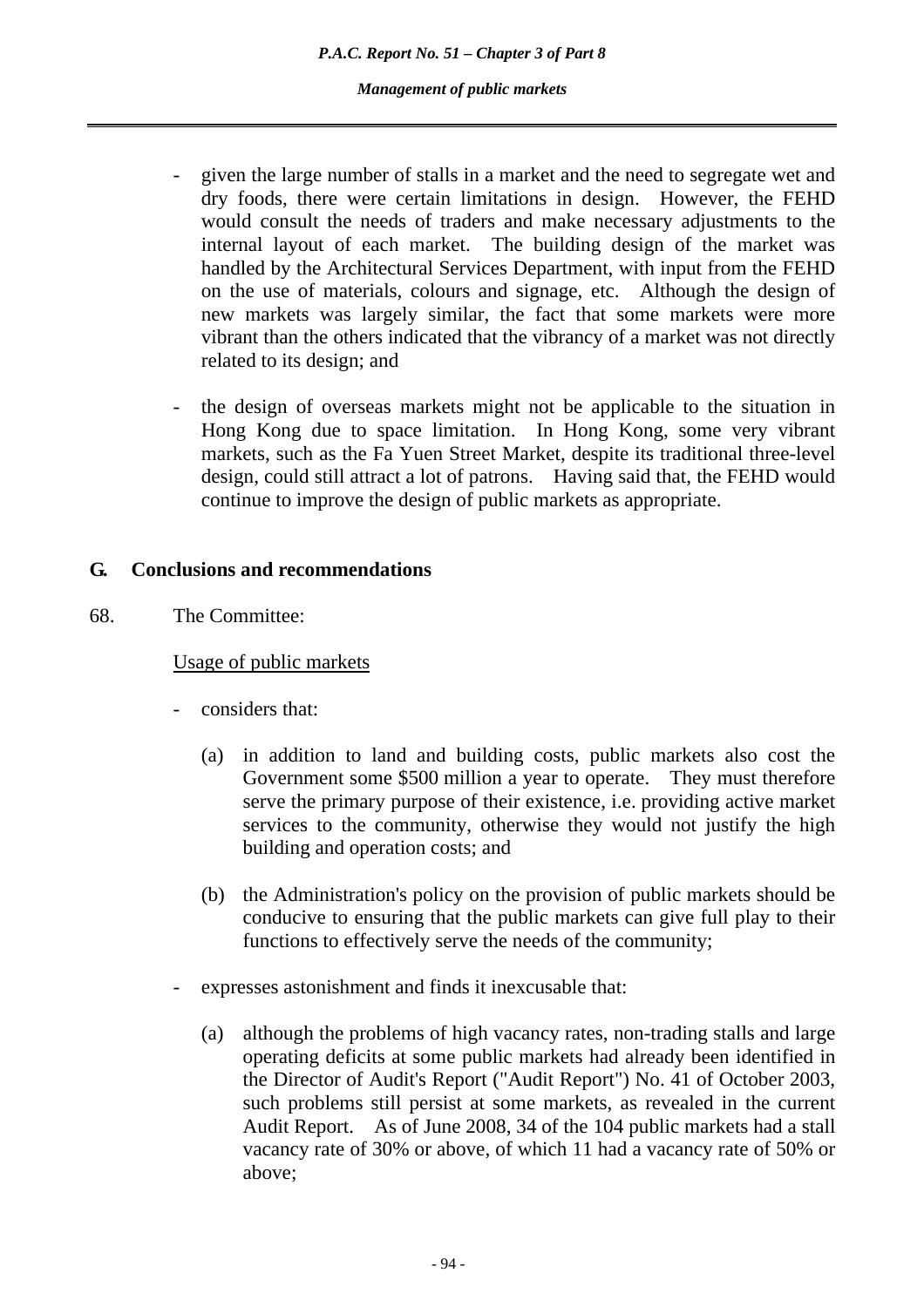- given the large number of stalls in a market and the need to segregate wet and dry foods, there were certain limitations in design. However, the FEHD would consult the needs of traders and make necessary adjustments to the internal layout of each market. The building design of the market was handled by the Architectural Services Department, with input from the FEHD on the use of materials, colours and signage, etc. Although the design of new markets was largely similar, the fact that some markets were more vibrant than the others indicated that the vibrancy of a market was not directly related to its design; and

- the design of overseas markets might not be applicable to the situation in Hong Kong due to space limitation. In Hong Kong, some very vibrant markets, such as the Fa Yuen Street Market, despite its traditional three-level design, could still attract a lot of patrons. Having said that, the FEHD would continue to improve the design of public markets as appropriate.

## G. Conclusions and recommendations

68. The Committee:

<u>Usage of public markets</u>

- considers that:

  (a) in addition to land and building costs, public markets also cost the Government some $500 million a year to operate. They must therefore serve the primary purpose of their existence, i.e. providing active market services to the community, otherwise they would not justify the high building and operation costs; and

  (b) the Administration's policy on the provision of public markets should be conducive to ensuring that the public markets can give full play to their functions to effectively serve the needs of the community;

- expresses astonishment and finds it inexcusable that:

  (a) although the problems of high vacancy rates, non-trading stalls and large operating deficits at some public markets had already been identified in the Director of Audit's Report ("Audit Report") No. 41 of October 2003, such problems still persist at some markets, as revealed in the current Audit Report. As of June 2008, 34 of the 104 public markets had a stall vacancy rate of 30% or above, of which 11 had a vacancy rate of 50% or above;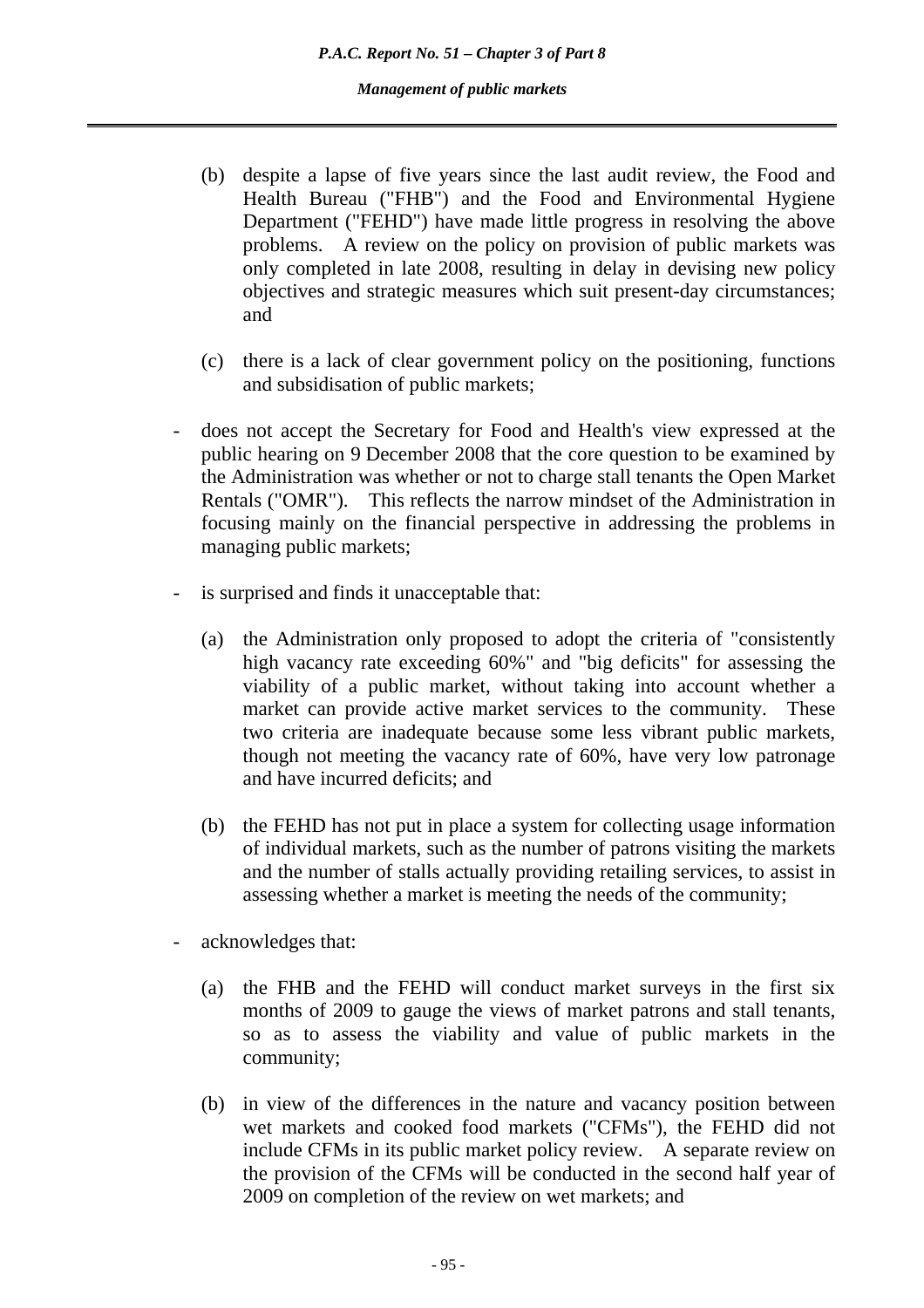(b) despite a lapse of five years since the last audit review, the Food and Health Bureau ("FHB") and the Food and Environmental Hygiene Department ("FEHD") have made little progress in resolving the above problems. A review on the policy on provision of public markets was only completed in late 2008, resulting in delay in devising new policy objectives and strategic measures which suit present-day circumstances; and

(c) there is a lack of clear government policy on the positioning, functions and subsidisation of public markets;

- does not accept the Secretary for Food and Health's view expressed at the public hearing on 9 December 2008 that the core question to be examined by the Administration was whether or not to charge stall tenants the Open Market Rentals ("OMR"). This reflects the narrow mindset of the Administration in focusing mainly on the financial perspective in addressing the problems in managing public markets;

- is surprised and finds it unacceptable that:

  (a) the Administration only proposed to adopt the criteria of "consistently high vacancy rate exceeding 60%" and "big deficits" for assessing the viability of a public market, without taking into account whether a market can provide active market services to the community. These two criteria are inadequate because some less vibrant public markets, though not meeting the vacancy rate of 60%, have very low patronage and have incurred deficits; and

  (b) the FEHD has not put in place a system for collecting usage information of individual markets, such as the number of patrons visiting the markets and the number of stalls actually providing retailing services, to assist in assessing whether a market is meeting the needs of the community;

- acknowledges that:

  (a) the FHB and the FEHD will conduct market surveys in the first six months of 2009 to gauge the views of market patrons and stall tenants, so as to assess the viability and value of public markets in the community;

  (b) in view of the differences in the nature and vacancy position between wet markets and cooked food markets ("CFMs"), the FEHD did not include CFMs in its public market policy review. A separate review on the provision of the CFMs will be conducted in the second half year of 2009 on completion of the review on wet markets; and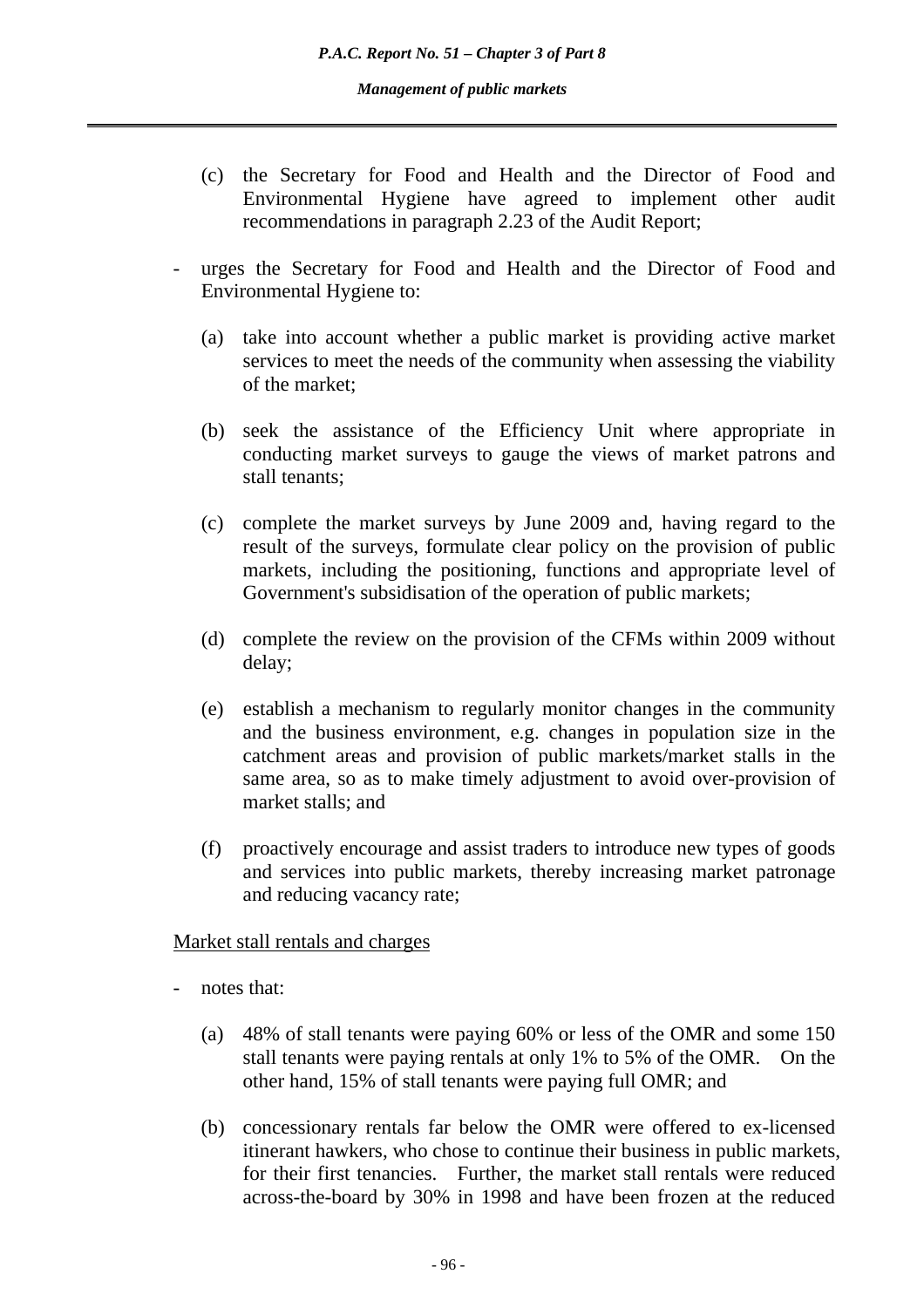(c) the Secretary for Food and Health and the Director of Food and Environmental Hygiene have agreed to implement other audit recommendations in paragraph 2.23 of the Audit Report;

- urges the Secretary for Food and Health and the Director of Food and Environmental Hygiene to:

  (a) take into account whether a public market is providing active market services to meet the needs of the community when assessing the viability of the market;

  (b) seek the assistance of the Efficiency Unit where appropriate in conducting market surveys to gauge the views of market patrons and stall tenants;

  (c) complete the market surveys by June 2009 and, having regard to the result of the surveys, formulate clear policy on the provision of public markets, including the positioning, functions and appropriate level of Government's subsidisation of the operation of public markets;

  (d) complete the review on the provision of the CFMs within 2009 without delay;

  (e) establish a mechanism to regularly monitor changes in the community and the business environment, e.g. changes in population size in the catchment areas and provision of public markets/market stalls in the same area, so as to make timely adjustment to avoid over-provision of market stalls; and

  (f) proactively encourage and assist traders to introduce new types of goods and services into public markets, thereby increasing market patronage and reducing vacancy rate;

<u>Market stall rentals and charges</u>

- notes that:

  (a) 48% of stall tenants were paying 60% or less of the OMR and some 150 stall tenants were paying rentals at only 1% to 5% of the OMR. On the other hand, 15% of stall tenants were paying full OMR; and

  (b) concessionary rentals far below the OMR were offered to ex-licensed itinerant hawkers, who chose to continue their business in public markets, for their first tenancies. Further, the market stall rentals were reduced across-the-board by 30% in 1998 and have been frozen at the reduced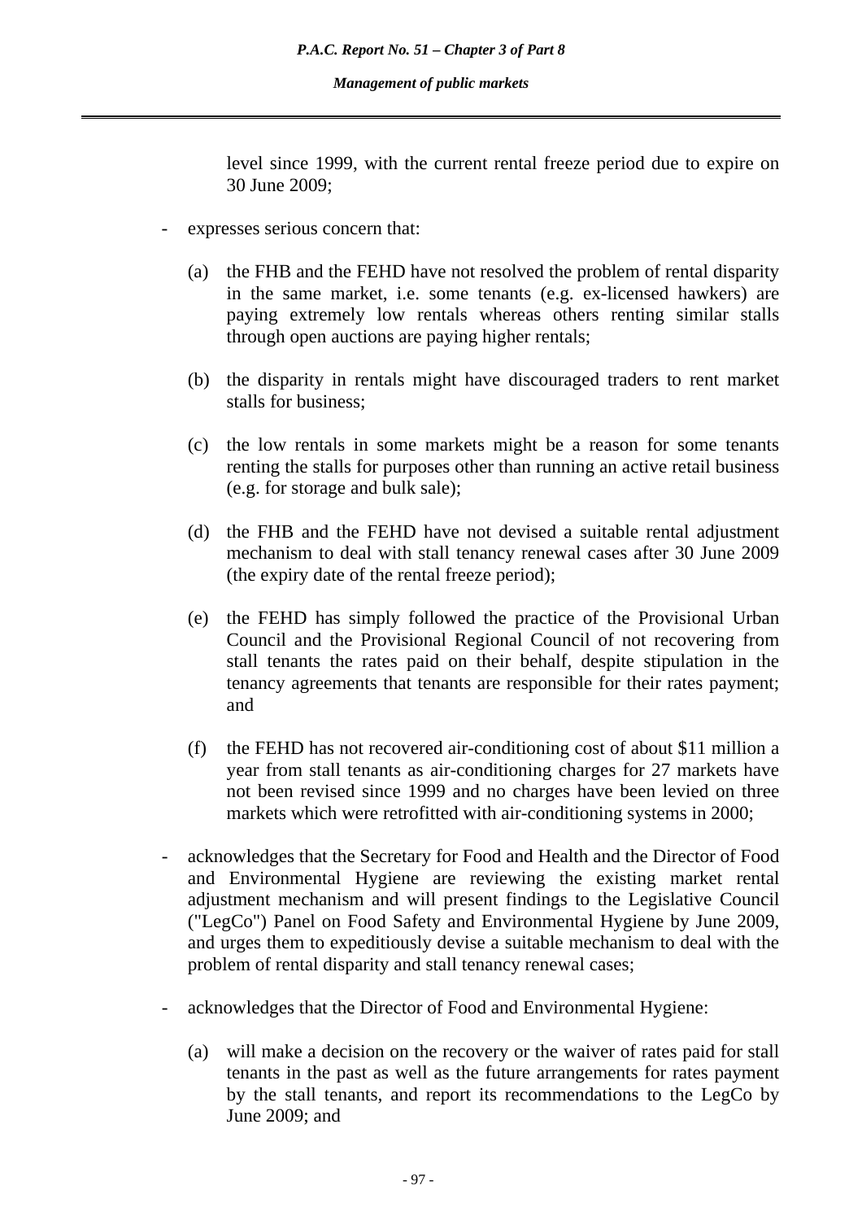level since 1999, with the current rental freeze period due to expire on 30 June 2009;

- expresses serious concern that:

  (a) the FHB and the FEHD have not resolved the problem of rental disparity in the same market, i.e. some tenants (e.g. ex-licensed hawkers) are paying extremely low rentals whereas others renting similar stalls through open auctions are paying higher rentals;

  (b) the disparity in rentals might have discouraged traders to rent market stalls for business;

  (c) the low rentals in some markets might be a reason for some tenants renting the stalls for purposes other than running an active retail business (e.g. for storage and bulk sale);

  (d) the FHB and the FEHD have not devised a suitable rental adjustment mechanism to deal with stall tenancy renewal cases after 30 June 2009 (the expiry date of the rental freeze period);

  (e) the FEHD has simply followed the practice of the Provisional Urban Council and the Provisional Regional Council of not recovering from stall tenants the rates paid on their behalf, despite stipulation in the tenancy agreements that tenants are responsible for their rates payment; and

  (f) the FEHD has not recovered air-conditioning cost of about $11 million a year from stall tenants as air-conditioning charges for 27 markets have not been revised since 1999 and no charges have been levied on three markets which were retrofitted with air-conditioning systems in 2000;

- acknowledges that the Secretary for Food and Health and the Director of Food and Environmental Hygiene are reviewing the existing market rental adjustment mechanism and will present findings to the Legislative Council ("LegCo") Panel on Food Safety and Environmental Hygiene by June 2009, and urges them to expeditiously devise a suitable mechanism to deal with the problem of rental disparity and stall tenancy renewal cases;

- acknowledges that the Director of Food and Environmental Hygiene:

  (a) will make a decision on the recovery or the waiver of rates paid for stall tenants in the past as well as the future arrangements for rates payment by the stall tenants, and report its recommendations to the LegCo by June 2009; and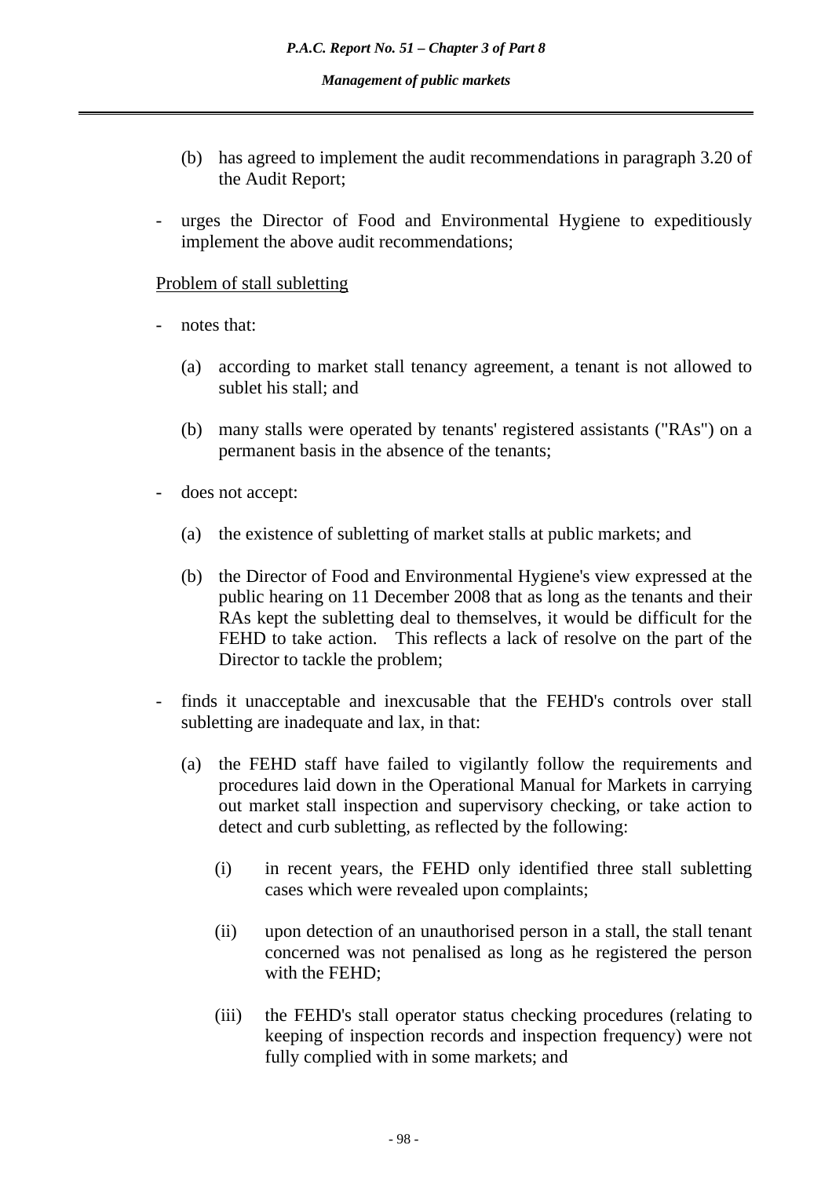(b) has agreed to implement the audit recommendations in paragraph 3.20 of the Audit Report;

- urges the Director of Food and Environmental Hygiene to expeditiously implement the above audit recommendations;

<u>Problem of stall subletting</u>

- notes that:

  (a) according to market stall tenancy agreement, a tenant is not allowed to sublet his stall; and

  (b) many stalls were operated by tenants' registered assistants ("RAs") on a permanent basis in the absence of the tenants;

- does not accept:

  (a) the existence of subletting of market stalls at public markets; and

  (b) the Director of Food and Environmental Hygiene's view expressed at the public hearing on 11 December 2008 that as long as the tenants and their RAs kept the subletting deal to themselves, it would be difficult for the FEHD to take action. This reflects a lack of resolve on the part of the Director to tackle the problem;

- finds it unacceptable and inexcusable that the FEHD's controls over stall subletting are inadequate and lax, in that:

  (a) the FEHD staff have failed to vigilantly follow the requirements and procedures laid down in the Operational Manual for Markets in carrying out market stall inspection and supervisory checking, or take action to detect and curb subletting, as reflected by the following:

    (i) in recent years, the FEHD only identified three stall subletting cases which were revealed upon complaints;

    (ii) upon detection of an unauthorised person in a stall, the stall tenant concerned was not penalised as long as he registered the person with the FEHD;

    (iii) the FEHD's stall operator status checking procedures (relating to keeping of inspection records and inspection frequency) were not fully complied with in some markets; and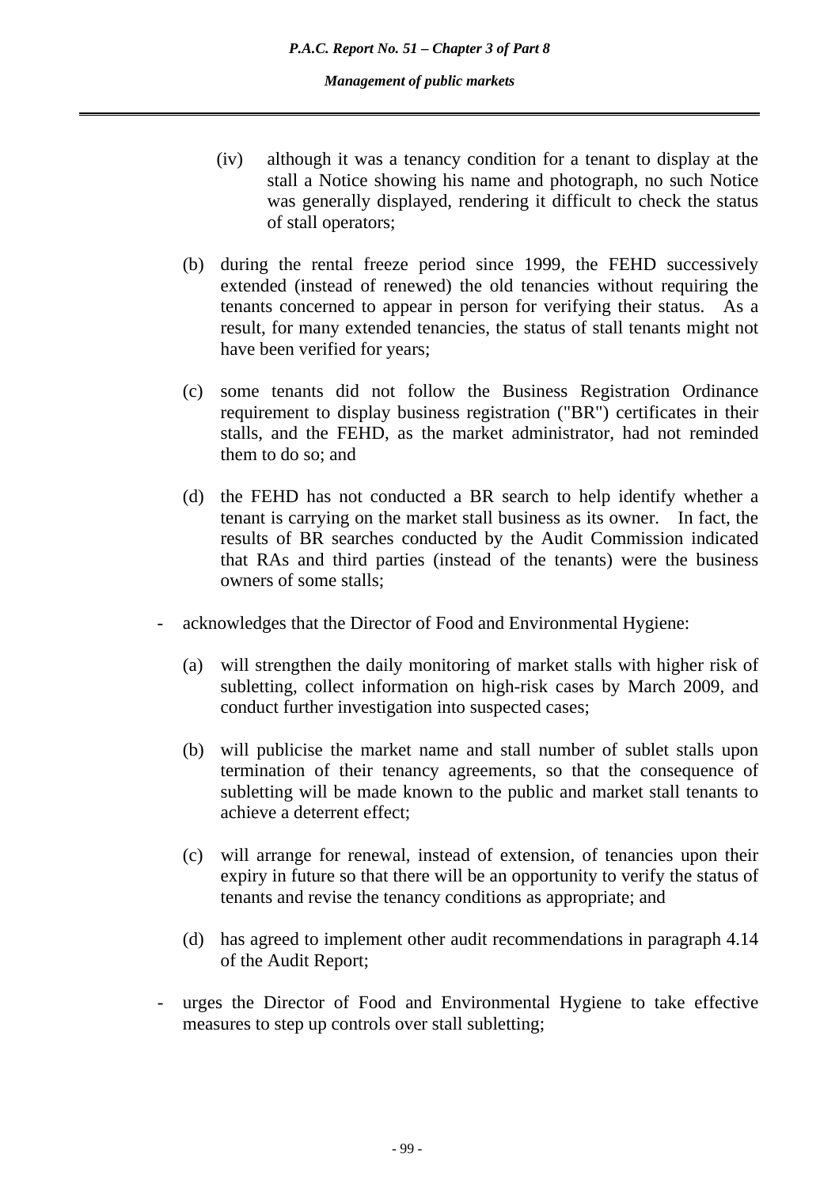(iv) although it was a tenancy condition for a tenant to display at the stall a Notice showing his name and photograph, no such Notice was generally displayed, rendering it difficult to check the status of stall operators;

(b) during the rental freeze period since 1999, the FEHD successively extended (instead of renewed) the old tenancies without requiring the tenants concerned to appear in person for verifying their status. As a result, for many extended tenancies, the status of stall tenants might not have been verified for years;

(c) some tenants did not follow the Business Registration Ordinance requirement to display business registration ("BR") certificates in their stalls, and the FEHD, as the market administrator, had not reminded them to do so; and

(d) the FEHD has not conducted a BR search to help identify whether a tenant is carrying on the market stall business as its owner. In fact, the results of BR searches conducted by the Audit Commission indicated that RAs and third parties (instead of the tenants) were the business owners of some stalls;

- acknowledges that the Director of Food and Environmental Hygiene:

  (a) will strengthen the daily monitoring of market stalls with higher risk of subletting, collect information on high-risk cases by March 2009, and conduct further investigation into suspected cases;

  (b) will publicise the market name and stall number of sublet stalls upon termination of their tenancy agreements, so that the consequence of subletting will be made known to the public and market stall tenants to achieve a deterrent effect;

  (c) will arrange for renewal, instead of extension, of tenancies upon their expiry in future so that there will be an opportunity to verify the status of tenants and revise the tenancy conditions as appropriate; and

  (d) has agreed to implement other audit recommendations in paragraph 4.14 of the Audit Report;

- urges the Director of Food and Environmental Hygiene to take effective measures to step up controls over stall subletting;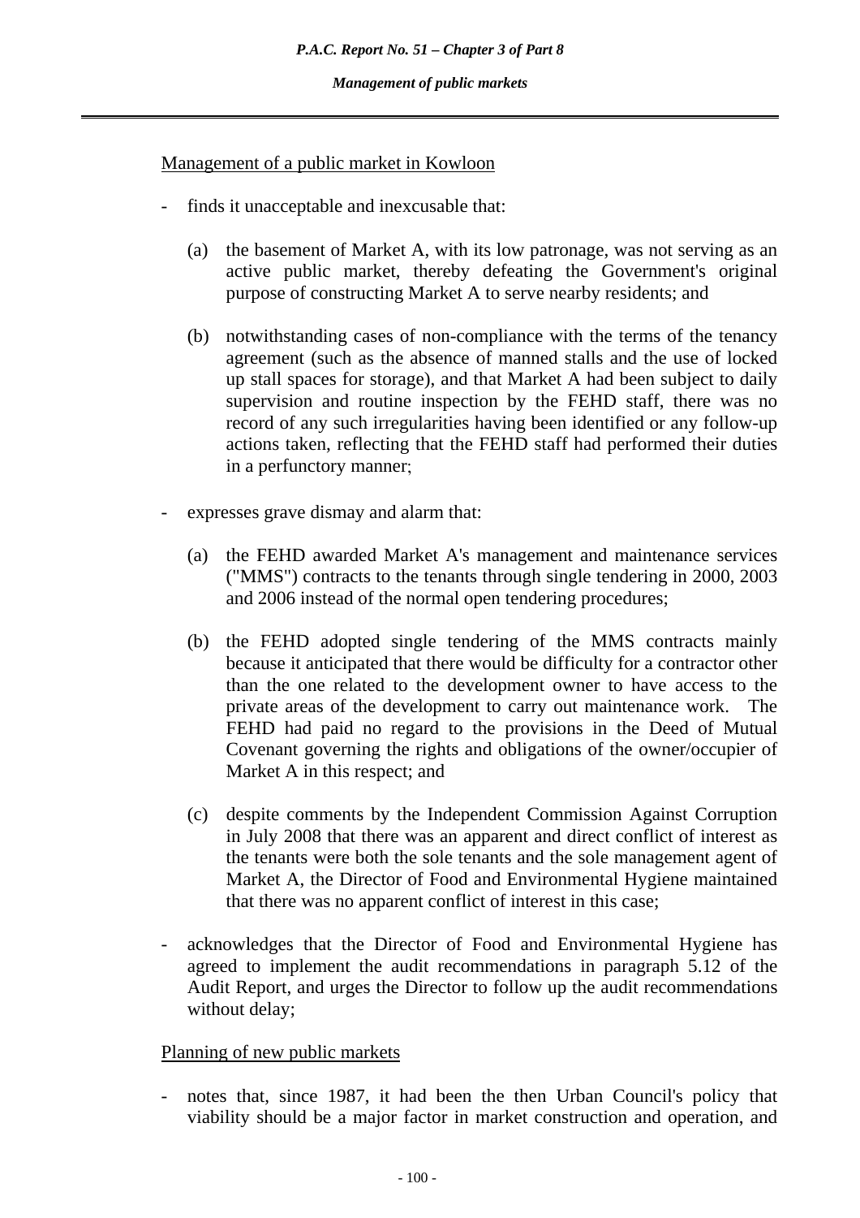Management of a public market in Kowloon

- finds it unacceptable and inexcusable that:

  (a) the basement of Market A, with its low patronage, was not serving as an active public market, thereby defeating the Government's original purpose of constructing Market A to serve nearby residents; and

  (b) notwithstanding cases of non-compliance with the terms of the tenancy agreement (such as the absence of manned stalls and the use of locked up stall spaces for storage), and that Market A had been subject to daily supervision and routine inspection by the FEHD staff, there was no record of any such irregularities having been identified or any follow-up actions taken, reflecting that the FEHD staff had performed their duties in a perfunctory manner;

- expresses grave dismay and alarm that:

  (a) the FEHD awarded Market A's management and maintenance services ("MMS") contracts to the tenants through single tendering in 2000, 2003 and 2006 instead of the normal open tendering procedures;

  (b) the FEHD adopted single tendering of the MMS contracts mainly because it anticipated that there would be difficulty for a contractor other than the one related to the development owner to have access to the private areas of the development to carry out maintenance work. The FEHD had paid no regard to the provisions in the Deed of Mutual Covenant governing the rights and obligations of the owner/occupier of Market A in this respect; and

  (c) despite comments by the Independent Commission Against Corruption in July 2008 that there was an apparent and direct conflict of interest as the tenants were both the sole tenants and the sole management agent of Market A, the Director of Food and Environmental Hygiene maintained that there was no apparent conflict of interest in this case;

- acknowledges that the Director of Food and Environmental Hygiene has agreed to implement the audit recommendations in paragraph 5.12 of the Audit Report, and urges the Director to follow up the audit recommendations without delay;

Planning of new public markets

- notes that, since 1987, it had been the then Urban Council's policy that viability should be a major factor in market construction and operation, and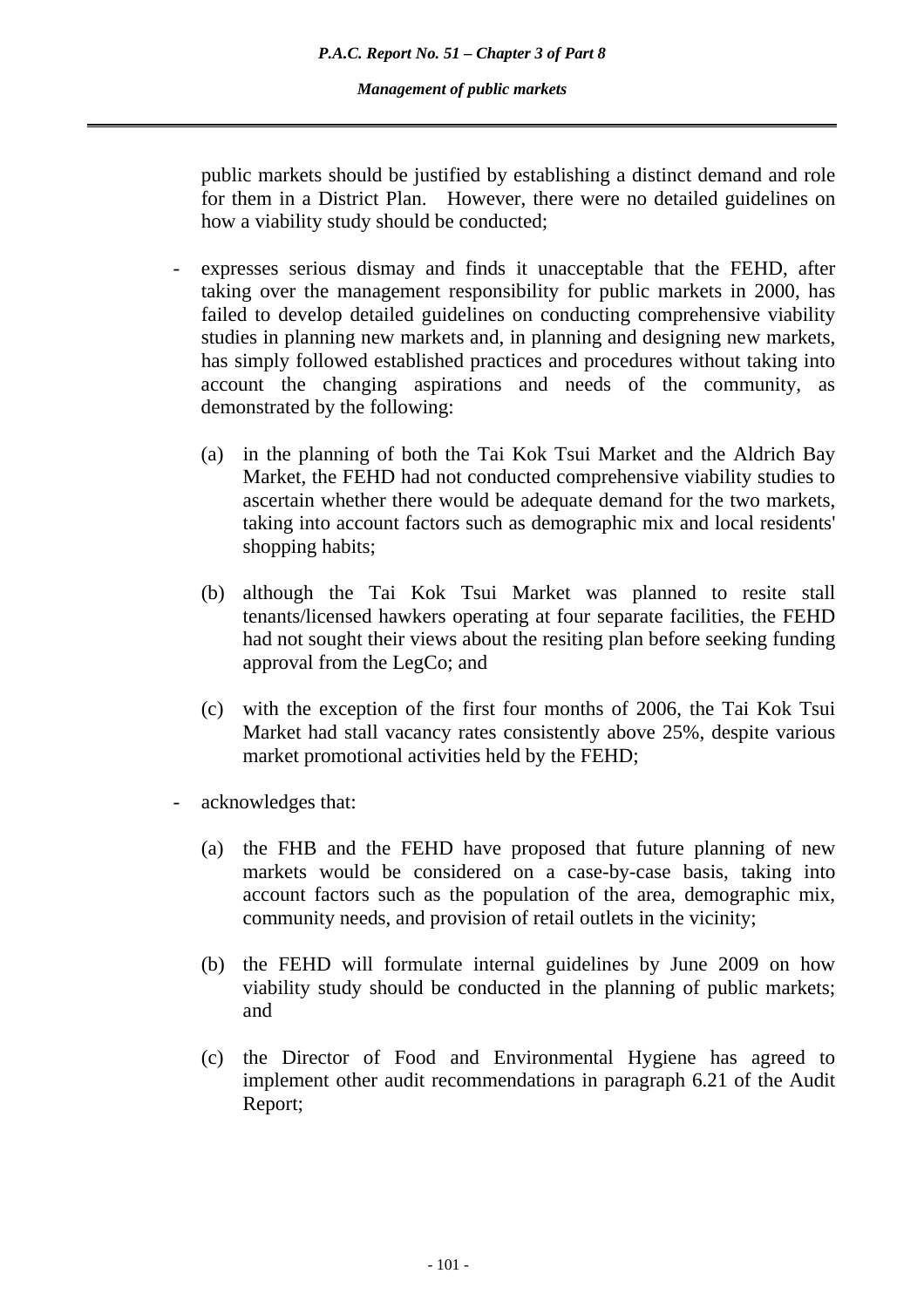public markets should be justified by establishing a distinct demand and role for them in a District Plan. However, there were no detailed guidelines on how a viability study should be conducted;

- expresses serious dismay and finds it unacceptable that the FEHD, after taking over the management responsibility for public markets in 2000, has failed to develop detailed guidelines on conducting comprehensive viability studies in planning new markets and, in planning and designing new markets, has simply followed established practices and procedures without taking into account the changing aspirations and needs of the community, as demonstrated by the following:

  (a) in the planning of both the Tai Kok Tsui Market and the Aldrich Bay Market, the FEHD had not conducted comprehensive viability studies to ascertain whether there would be adequate demand for the two markets, taking into account factors such as demographic mix and local residents' shopping habits;

  (b) although the Tai Kok Tsui Market was planned to resite stall tenants/licensed hawkers operating at four separate facilities, the FEHD had not sought their views about the resiting plan before seeking funding approval from the LegCo; and

  (c) with the exception of the first four months of 2006, the Tai Kok Tsui Market had stall vacancy rates consistently above 25%, despite various market promotional activities held by the FEHD;

- acknowledges that:

  (a) the FHB and the FEHD have proposed that future planning of new markets would be considered on a case-by-case basis, taking into account factors such as the population of the area, demographic mix, community needs, and provision of retail outlets in the vicinity;

  (b) the FEHD will formulate internal guidelines by June 2009 on how viability study should be conducted in the planning of public markets; and

  (c) the Director of Food and Environmental Hygiene has agreed to implement other audit recommendations in paragraph 6.21 of the Audit Report;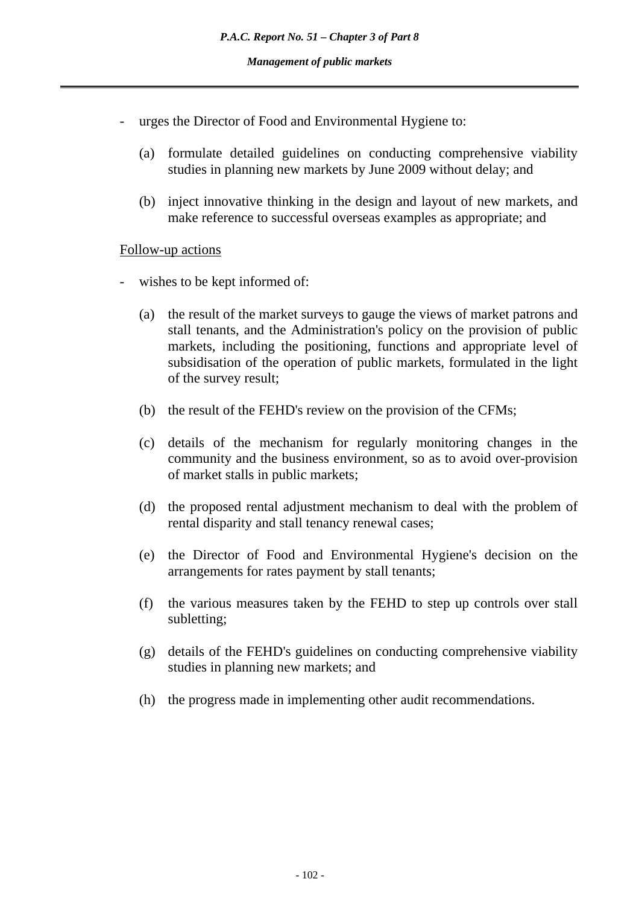- urges the Director of Food and Environmental Hygiene to:

  (a) formulate detailed guidelines on conducting comprehensive viability studies in planning new markets by June 2009 without delay; and

  (b) inject innovative thinking in the design and layout of new markets, and make reference to successful overseas examples as appropriate; and

<u>Follow-up actions</u>

- wishes to be kept informed of:

  (a) the result of the market surveys to gauge the views of market patrons and stall tenants, and the Administration's policy on the provision of public markets, including the positioning, functions and appropriate level of subsidisation of the operation of public markets, formulated in the light of the survey result;

  (b) the result of the FEHD's review on the provision of the CFMs;

  (c) details of the mechanism for regularly monitoring changes in the community and the business environment, so as to avoid over-provision of market stalls in public markets;

  (d) the proposed rental adjustment mechanism to deal with the problem of rental disparity and stall tenancy renewal cases;

  (e) the Director of Food and Environmental Hygiene's decision on the arrangements for rates payment by stall tenants;

  (f) the various measures taken by the FEHD to step up controls over stall subletting;

  (g) details of the FEHD's guidelines on conducting comprehensive viability studies in planning new markets; and

  (h) the progress made in implementing other audit recommendations.